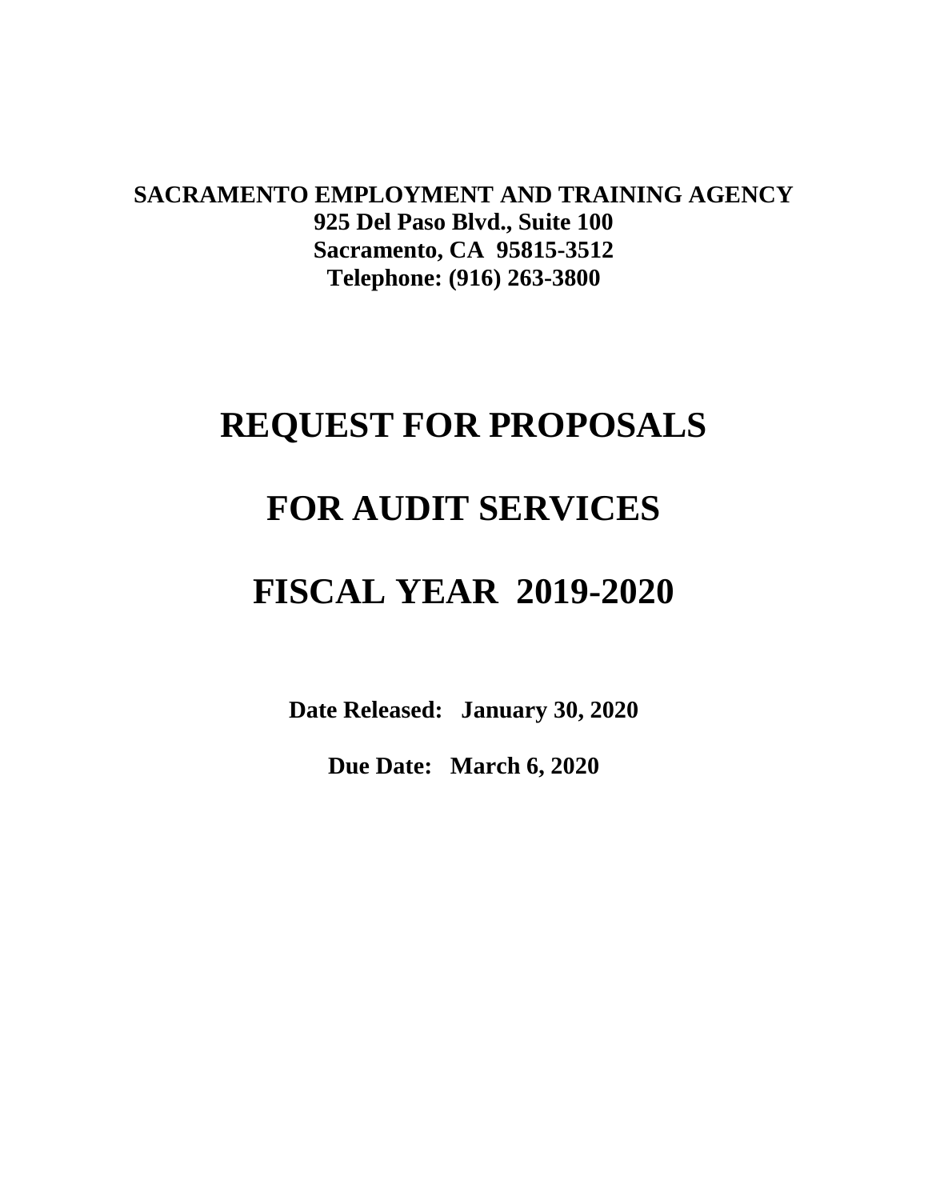**SACRAMENTO EMPLOYMENT AND TRAINING AGENCY**
**925 Del Paso Blvd., Suite 100**
**Sacramento, CA 95815-3512**
**Telephone: (916) 263-3800**

# REQUEST FOR PROPOSALS

# FOR AUDIT SERVICES

# FISCAL YEAR 2019-2020

**Date Released: January 30, 2020**

**Due Date: March 6, 2020**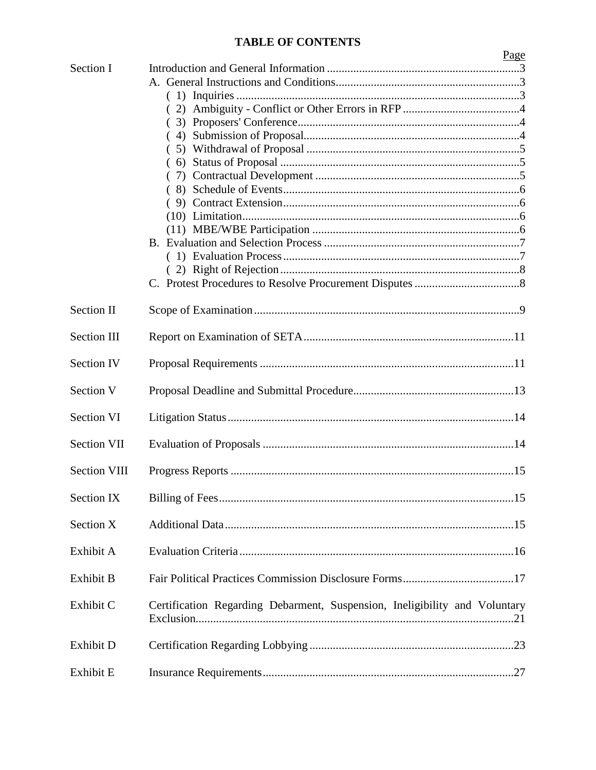# TABLE OF CONTENTS

| | | Page |
|---|---|---|
| Section I | Introduction and General Information | 3 |
| | A. General Instructions and Conditions | 3 |
| | ( 1) Inquiries | 3 |
| | ( 2) Ambiguity - Conflict or Other Errors in RFP | 4 |
| | ( 3) Proposers' Conference | 4 |
| | ( 4) Submission of Proposal | 4 |
| | ( 5) Withdrawal of Proposal | 5 |
| | ( 6) Status of Proposal | 5 |
| | ( 7) Contractual Development | 5 |
| | ( 8) Schedule of Events | 6 |
| | ( 9) Contract Extension | 6 |
| | (10) Limitation | 6 |
| | (11) MBE/WBE Participation | 6 |
| | B. Evaluation and Selection Process | 7 |
| | ( 1) Evaluation Process | 7 |
| | ( 2) Right of Rejection | 8 |
| | C. Protest Procedures to Resolve Procurement Disputes | 8 |
| Section II | Scope of Examination | 9 |
| Section III | Report on Examination of SETA | 11 |
| Section IV | Proposal Requirements | 11 |
| Section V | Proposal Deadline and Submittal Procedure | 13 |
| Section VI | Litigation Status | 14 |
| Section VII | Evaluation of Proposals | 14 |
| Section VIII | Progress Reports | 15 |
| Section IX | Billing of Fees | 15 |
| Section X | Additional Data | 15 |
| Exhibit A | Evaluation Criteria | 16 |
| Exhibit B | Fair Political Practices Commission Disclosure Forms | 17 |
| Exhibit C | Certification Regarding Debarment, Suspension, Ineligibility and Voluntary Exclusion | 21 |
| Exhibit D | Certification Regarding Lobbying | 23 |
| Exhibit E | Insurance Requirements | 27 |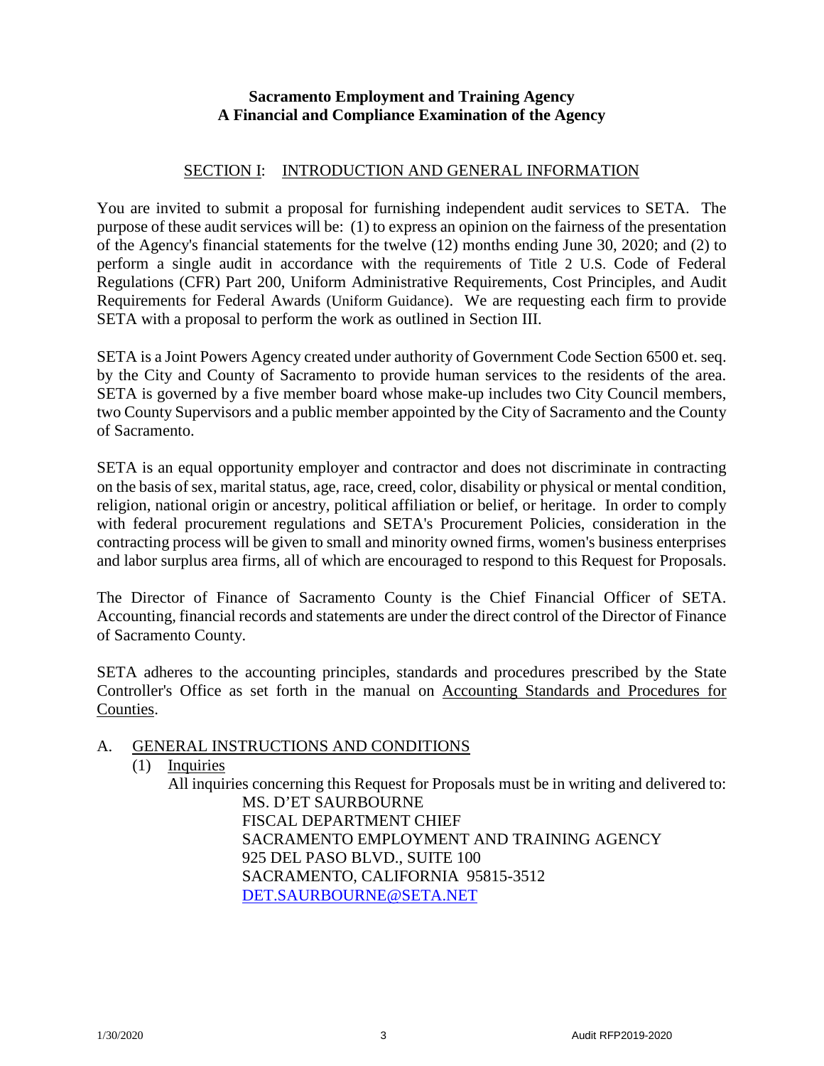**Sacramento Employment and Training Agency**
**A Financial and Compliance Examination of the Agency**

## SECTION I: INTRODUCTION AND GENERAL INFORMATION

You are invited to submit a proposal for furnishing independent audit services to SETA. The purpose of these audit services will be: (1) to express an opinion on the fairness of the presentation of the Agency's financial statements for the twelve (12) months ending June 30, 2020; and (2) to perform a single audit in accordance with the requirements of Title 2 U.S. Code of Federal Regulations (CFR) Part 200, Uniform Administrative Requirements, Cost Principles, and Audit Requirements for Federal Awards (Uniform Guidance). We are requesting each firm to provide SETA with a proposal to perform the work as outlined in Section III.

SETA is a Joint Powers Agency created under authority of Government Code Section 6500 et. seq. by the City and County of Sacramento to provide human services to the residents of the area. SETA is governed by a five member board whose make-up includes two City Council members, two County Supervisors and a public member appointed by the City of Sacramento and the County of Sacramento.

SETA is an equal opportunity employer and contractor and does not discriminate in contracting on the basis of sex, marital status, age, race, creed, color, disability or physical or mental condition, religion, national origin or ancestry, political affiliation or belief, or heritage. In order to comply with federal procurement regulations and SETA's Procurement Policies, consideration in the contracting process will be given to small and minority owned firms, women's business enterprises and labor surplus area firms, all of which are encouraged to respond to this Request for Proposals.

The Director of Finance of Sacramento County is the Chief Financial Officer of SETA. Accounting, financial records and statements are under the direct control of the Director of Finance of Sacramento County.

SETA adheres to the accounting principles, standards and procedures prescribed by the State Controller's Office as set forth in the manual on Accounting Standards and Procedures for Counties.

### A. GENERAL INSTRUCTIONS AND CONDITIONS

(1) Inquiries

All inquiries concerning this Request for Proposals must be in writing and delivered to:

MS. D'ET SAURBOURNE
FISCAL DEPARTMENT CHIEF
SACRAMENTO EMPLOYMENT AND TRAINING AGENCY
925 DEL PASO BLVD., SUITE 100
SACRAMENTO, CALIFORNIA 95815-3512
DET.SAURBOURNE@SETA.NET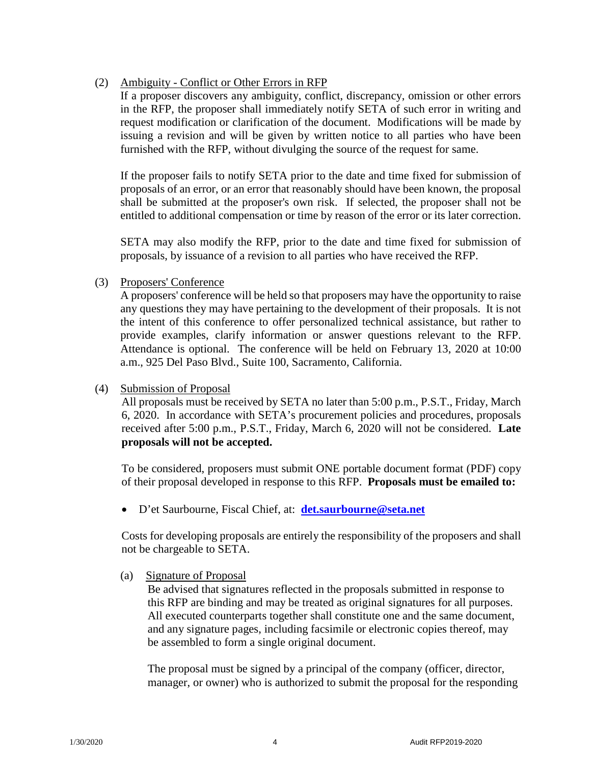(2) Ambiguity - Conflict or Other Errors in RFP

If a proposer discovers any ambiguity, conflict, discrepancy, omission or other errors in the RFP, the proposer shall immediately notify SETA of such error in writing and request modification or clarification of the document. Modifications will be made by issuing a revision and will be given by written notice to all parties who have been furnished with the RFP, without divulging the source of the request for same.

If the proposer fails to notify SETA prior to the date and time fixed for submission of proposals of an error, or an error that reasonably should have been known, the proposal shall be submitted at the proposer's own risk. If selected, the proposer shall not be entitled to additional compensation or time by reason of the error or its later correction.

SETA may also modify the RFP, prior to the date and time fixed for submission of proposals, by issuance of a revision to all parties who have received the RFP.

(3) Proposers' Conference

A proposers' conference will be held so that proposers may have the opportunity to raise any questions they may have pertaining to the development of their proposals. It is not the intent of this conference to offer personalized technical assistance, but rather to provide examples, clarify information or answer questions relevant to the RFP. Attendance is optional. The conference will be held on February 13, 2020 at 10:00 a.m., 925 Del Paso Blvd., Suite 100, Sacramento, California.

(4) Submission of Proposal

All proposals must be received by SETA no later than 5:00 p.m., P.S.T., Friday, March 6, 2020. In accordance with SETA's procurement policies and procedures, proposals received after 5:00 p.m., P.S.T., Friday, March 6, 2020 will not be considered. **Late proposals will not be accepted.**

To be considered, proposers must submit ONE portable document format (PDF) copy of their proposal developed in response to this RFP. **Proposals must be emailed to:**

- D'et Saurbourne, Fiscal Chief, at: **det.saurbourne@seta.net**

Costs for developing proposals are entirely the responsibility of the proposers and shall not be chargeable to SETA.

(a) Signature of Proposal

Be advised that signatures reflected in the proposals submitted in response to this RFP are binding and may be treated as original signatures for all purposes. All executed counterparts together shall constitute one and the same document, and any signature pages, including facsimile or electronic copies thereof, may be assembled to form a single original document.

The proposal must be signed by a principal of the company (officer, director, manager, or owner) who is authorized to submit the proposal for the responding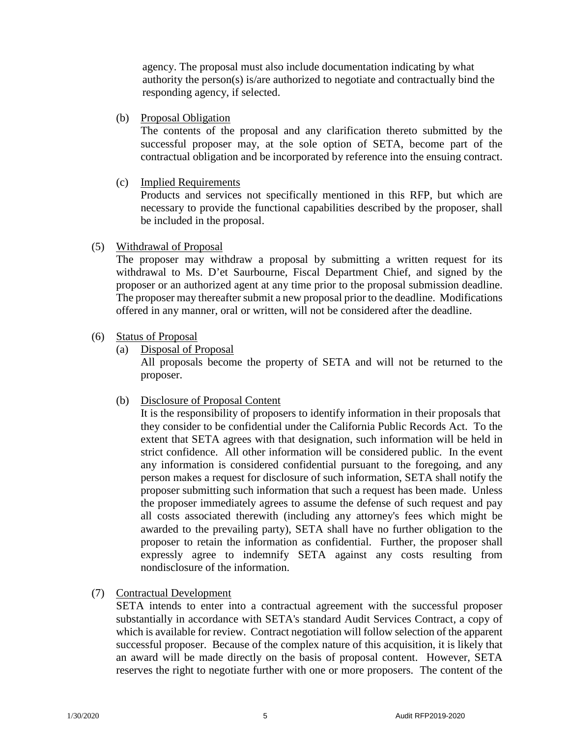agency. The proposal must also include documentation indicating by what authority the person(s) is/are authorized to negotiate and contractually bind the responding agency, if selected.

(b) Proposal Obligation

The contents of the proposal and any clarification thereto submitted by the successful proposer may, at the sole option of SETA, become part of the contractual obligation and be incorporated by reference into the ensuing contract.

(c) Implied Requirements

Products and services not specifically mentioned in this RFP, but which are necessary to provide the functional capabilities described by the proposer, shall be included in the proposal.

(5) Withdrawal of Proposal

The proposer may withdraw a proposal by submitting a written request for its withdrawal to Ms. D'et Saurbourne, Fiscal Department Chief, and signed by the proposer or an authorized agent at any time prior to the proposal submission deadline. The proposer may thereafter submit a new proposal prior to the deadline. Modifications offered in any manner, oral or written, will not be considered after the deadline.

(6) Status of Proposal

(a) Disposal of Proposal

All proposals become the property of SETA and will not be returned to the proposer.

(b) Disclosure of Proposal Content

It is the responsibility of proposers to identify information in their proposals that they consider to be confidential under the California Public Records Act. To the extent that SETA agrees with that designation, such information will be held in strict confidence. All other information will be considered public. In the event any information is considered confidential pursuant to the foregoing, and any person makes a request for disclosure of such information, SETA shall notify the proposer submitting such information that such a request has been made. Unless the proposer immediately agrees to assume the defense of such request and pay all costs associated therewith (including any attorney's fees which might be awarded to the prevailing party), SETA shall have no further obligation to the proposer to retain the information as confidential. Further, the proposer shall expressly agree to indemnify SETA against any costs resulting from nondisclosure of the information.

(7) Contractual Development

SETA intends to enter into a contractual agreement with the successful proposer substantially in accordance with SETA's standard Audit Services Contract, a copy of which is available for review. Contract negotiation will follow selection of the apparent successful proposer. Because of the complex nature of this acquisition, it is likely that an award will be made directly on the basis of proposal content. However, SETA reserves the right to negotiate further with one or more proposers. The content of the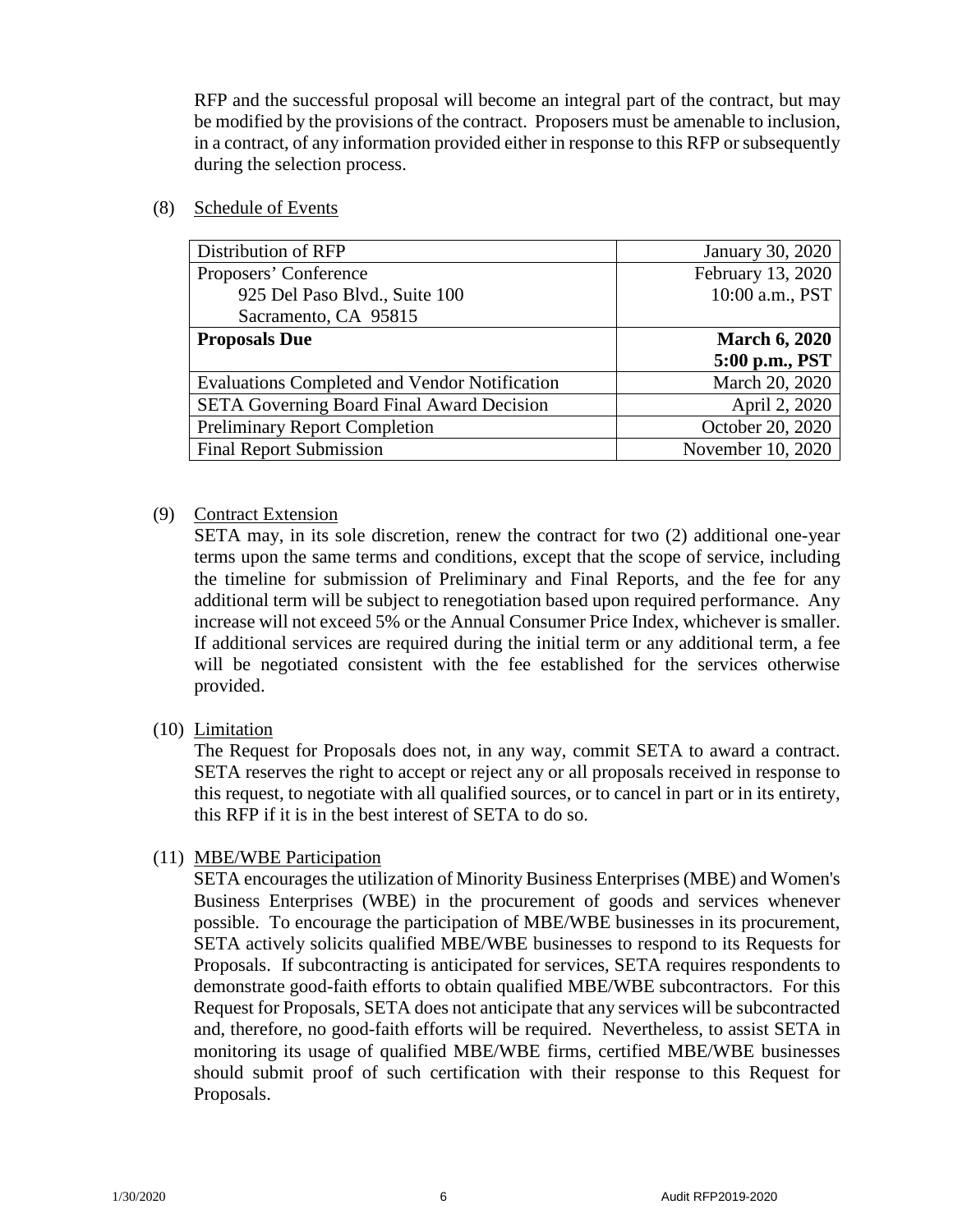RFP and the successful proposal will become an integral part of the contract, but may be modified by the provisions of the contract. Proposers must be amenable to inclusion, in a contract, of any information provided either in response to this RFP or subsequently during the selection process.

(8) Schedule of Events

| Distribution of RFP | January 30, 2020 |
|---|---|
| Proposers' Conference<br>925 Del Paso Blvd., Suite 100<br>Sacramento, CA 95815 | February 13, 2020<br>10:00 a.m., PST |
| **Proposals Due** | **March 6, 2020**<br>**5:00 p.m., PST** |
| Evaluations Completed and Vendor Notification | March 20, 2020 |
| SETA Governing Board Final Award Decision | April 2, 2020 |
| Preliminary Report Completion | October 20, 2020 |
| Final Report Submission | November 10, 2020 |

(9) Contract Extension

SETA may, in its sole discretion, renew the contract for two (2) additional one-year terms upon the same terms and conditions, except that the scope of service, including the timeline for submission of Preliminary and Final Reports, and the fee for any additional term will be subject to renegotiation based upon required performance. Any increase will not exceed 5% or the Annual Consumer Price Index, whichever is smaller. If additional services are required during the initial term or any additional term, a fee will be negotiated consistent with the fee established for the services otherwise provided.

(10) Limitation

The Request for Proposals does not, in any way, commit SETA to award a contract. SETA reserves the right to accept or reject any or all proposals received in response to this request, to negotiate with all qualified sources, or to cancel in part or in its entirety, this RFP if it is in the best interest of SETA to do so.

(11) MBE/WBE Participation

SETA encourages the utilization of Minority Business Enterprises (MBE) and Women's Business Enterprises (WBE) in the procurement of goods and services whenever possible. To encourage the participation of MBE/WBE businesses in its procurement, SETA actively solicits qualified MBE/WBE businesses to respond to its Requests for Proposals. If subcontracting is anticipated for services, SETA requires respondents to demonstrate good-faith efforts to obtain qualified MBE/WBE subcontractors. For this Request for Proposals, SETA does not anticipate that any services will be subcontracted and, therefore, no good-faith efforts will be required. Nevertheless, to assist SETA in monitoring its usage of qualified MBE/WBE firms, certified MBE/WBE businesses should submit proof of such certification with their response to this Request for Proposals.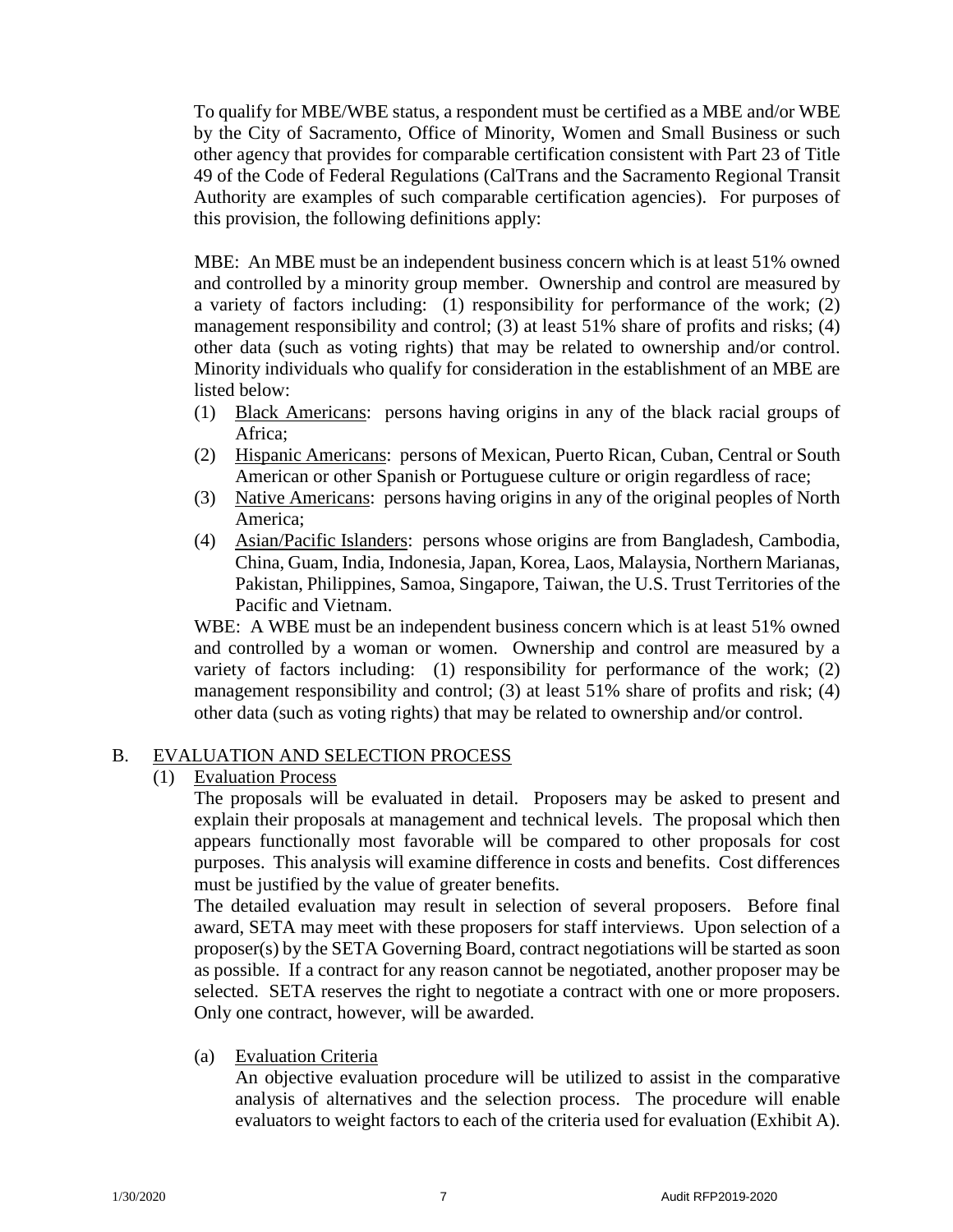To qualify for MBE/WBE status, a respondent must be certified as a MBE and/or WBE by the City of Sacramento, Office of Minority, Women and Small Business or such other agency that provides for comparable certification consistent with Part 23 of Title 49 of the Code of Federal Regulations (CalTrans and the Sacramento Regional Transit Authority are examples of such comparable certification agencies). For purposes of this provision, the following definitions apply:

MBE: An MBE must be an independent business concern which is at least 51% owned and controlled by a minority group member. Ownership and control are measured by a variety of factors including: (1) responsibility for performance of the work; (2) management responsibility and control; (3) at least 51% share of profits and risks; (4) other data (such as voting rights) that may be related to ownership and/or control. Minority individuals who qualify for consideration in the establishment of an MBE are listed below:

(1) Black Americans: persons having origins in any of the black racial groups of Africa;
(2) Hispanic Americans: persons of Mexican, Puerto Rican, Cuban, Central or South American or other Spanish or Portuguese culture or origin regardless of race;
(3) Native Americans: persons having origins in any of the original peoples of North America;
(4) Asian/Pacific Islanders: persons whose origins are from Bangladesh, Cambodia, China, Guam, India, Indonesia, Japan, Korea, Laos, Malaysia, Northern Marianas, Pakistan, Philippines, Samoa, Singapore, Taiwan, the U.S. Trust Territories of the Pacific and Vietnam.

WBE: A WBE must be an independent business concern which is at least 51% owned and controlled by a woman or women. Ownership and control are measured by a variety of factors including: (1) responsibility for performance of the work; (2) management responsibility and control; (3) at least 51% share of profits and risk; (4) other data (such as voting rights) that may be related to ownership and/or control.

## B. EVALUATION AND SELECTION PROCESS

### (1) Evaluation Process

The proposals will be evaluated in detail. Proposers may be asked to present and explain their proposals at management and technical levels. The proposal which then appears functionally most favorable will be compared to other proposals for cost purposes. This analysis will examine difference in costs and benefits. Cost differences must be justified by the value of greater benefits.

The detailed evaluation may result in selection of several proposers. Before final award, SETA may meet with these proposers for staff interviews. Upon selection of a proposer(s) by the SETA Governing Board, contract negotiations will be started as soon as possible. If a contract for any reason cannot be negotiated, another proposer may be selected. SETA reserves the right to negotiate a contract with one or more proposers. Only one contract, however, will be awarded.

#### (a) Evaluation Criteria

An objective evaluation procedure will be utilized to assist in the comparative analysis of alternatives and the selection process. The procedure will enable evaluators to weight factors to each of the criteria used for evaluation (Exhibit A).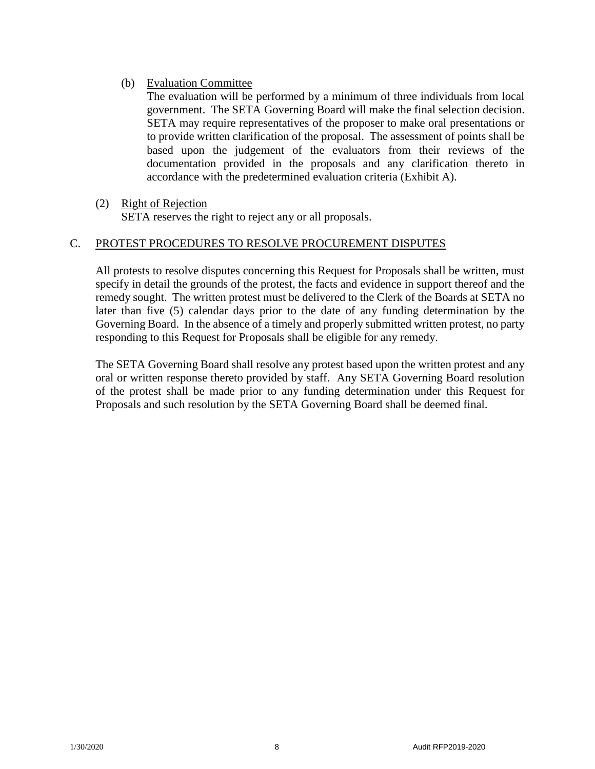(b) Evaluation Committee

The evaluation will be performed by a minimum of three individuals from local government. The SETA Governing Board will make the final selection decision. SETA may require representatives of the proposer to make oral presentations or to provide written clarification of the proposal. The assessment of points shall be based upon the judgement of the evaluators from their reviews of the documentation provided in the proposals and any clarification thereto in accordance with the predetermined evaluation criteria (Exhibit A).

(2) Right of Rejection

SETA reserves the right to reject any or all proposals.

## C. PROTEST PROCEDURES TO RESOLVE PROCUREMENT DISPUTES

All protests to resolve disputes concerning this Request for Proposals shall be written, must specify in detail the grounds of the protest, the facts and evidence in support thereof and the remedy sought. The written protest must be delivered to the Clerk of the Boards at SETA no later than five (5) calendar days prior to the date of any funding determination by the Governing Board. In the absence of a timely and properly submitted written protest, no party responding to this Request for Proposals shall be eligible for any remedy.

The SETA Governing Board shall resolve any protest based upon the written protest and any oral or written response thereto provided by staff. Any SETA Governing Board resolution of the protest shall be made prior to any funding determination under this Request for Proposals and such resolution by the SETA Governing Board shall be deemed final.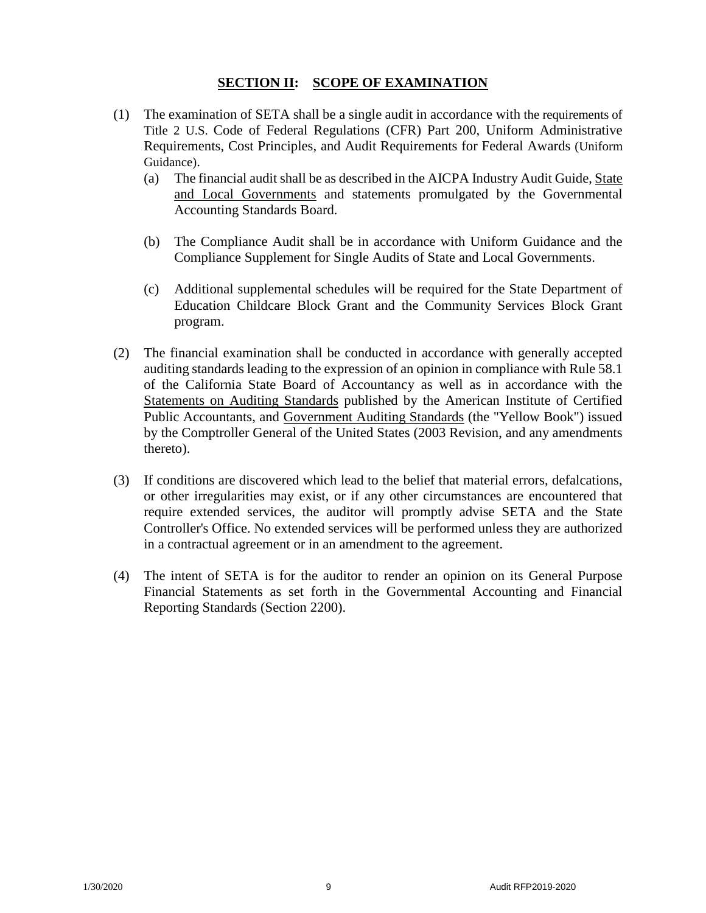## **SECTION II: SCOPE OF EXAMINATION**

(1) The examination of SETA shall be a single audit in accordance with the requirements of Title 2 U.S. Code of Federal Regulations (CFR) Part 200, Uniform Administrative Requirements, Cost Principles, and Audit Requirements for Federal Awards (Uniform Guidance).

  (a) The financial audit shall be as described in the AICPA Industry Audit Guide, State and Local Governments and statements promulgated by the Governmental Accounting Standards Board.

  (b) The Compliance Audit shall be in accordance with Uniform Guidance and the Compliance Supplement for Single Audits of State and Local Governments.

  (c) Additional supplemental schedules will be required for the State Department of Education Childcare Block Grant and the Community Services Block Grant program.

(2) The financial examination shall be conducted in accordance with generally accepted auditing standards leading to the expression of an opinion in compliance with Rule 58.1 of the California State Board of Accountancy as well as in accordance with the Statements on Auditing Standards published by the American Institute of Certified Public Accountants, and Government Auditing Standards (the "Yellow Book") issued by the Comptroller General of the United States (2003 Revision, and any amendments thereto).

(3) If conditions are discovered which lead to the belief that material errors, defalcations, or other irregularities may exist, or if any other circumstances are encountered that require extended services, the auditor will promptly advise SETA and the State Controller's Office. No extended services will be performed unless they are authorized in a contractual agreement or in an amendment to the agreement.

(4) The intent of SETA is for the auditor to render an opinion on its General Purpose Financial Statements as set forth in the Governmental Accounting and Financial Reporting Standards (Section 2200).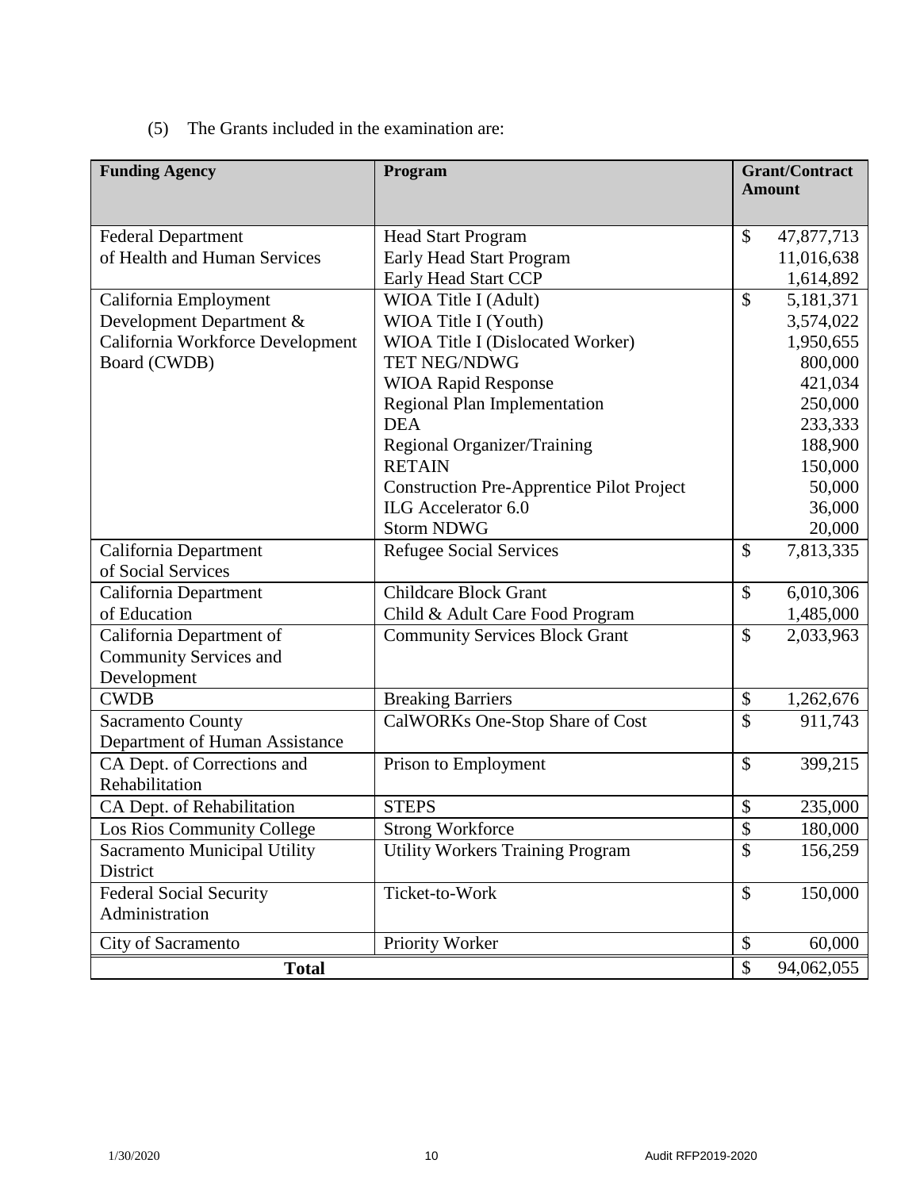(5) The Grants included in the examination are:

| Funding Agency | Program | Grant/Contract Amount |
|---|---|---|
| Federal Department of Health and Human Services | Head Start Program | $ 47,877,713 |
| | Early Head Start Program | 11,016,638 |
| | Early Head Start CCP | 1,614,892 |
| California Employment Development Department & California Workforce Development Board (CWDB) | WIOA Title I (Adult) | $ 5,181,371 |
| | WIOA Title I (Youth) | 3,574,022 |
| | WIOA Title I (Dislocated Worker) | 1,950,655 |
| | TET NEG/NDWG | 800,000 |
| | WIOA Rapid Response | 421,034 |
| | Regional Plan Implementation | 250,000 |
| | DEA | 233,333 |
| | Regional Organizer/Training | 188,900 |
| | RETAIN | 150,000 |
| | Construction Pre-Apprentice Pilot Project | 50,000 |
| | ILG Accelerator 6.0 | 36,000 |
| | Storm NDWG | 20,000 |
| California Department of Social Services | Refugee Social Services | $ 7,813,335 |
| California Department of Education | Childcare Block Grant | $ 6,010,306 |
| | Child & Adult Care Food Program | 1,485,000 |
| California Department of Community Services and Development | Community Services Block Grant | $ 2,033,963 |
| CWDB | Breaking Barriers | $ 1,262,676 |
| Sacramento County Department of Human Assistance | CalWORKs One-Stop Share of Cost | $ 911,743 |
| CA Dept. of Corrections and Rehabilitation | Prison to Employment | $ 399,215 |
| CA Dept. of Rehabilitation | STEPS | $ 235,000 |
| Los Rios Community College | Strong Workforce | $ 180,000 |
| Sacramento Municipal Utility District | Utility Workers Training Program | $ 156,259 |
| Federal Social Security Administration | Ticket-to-Work | $ 150,000 |
| City of Sacramento | Priority Worker | $ 60,000 |
| **Total** | | $ 94,062,055 |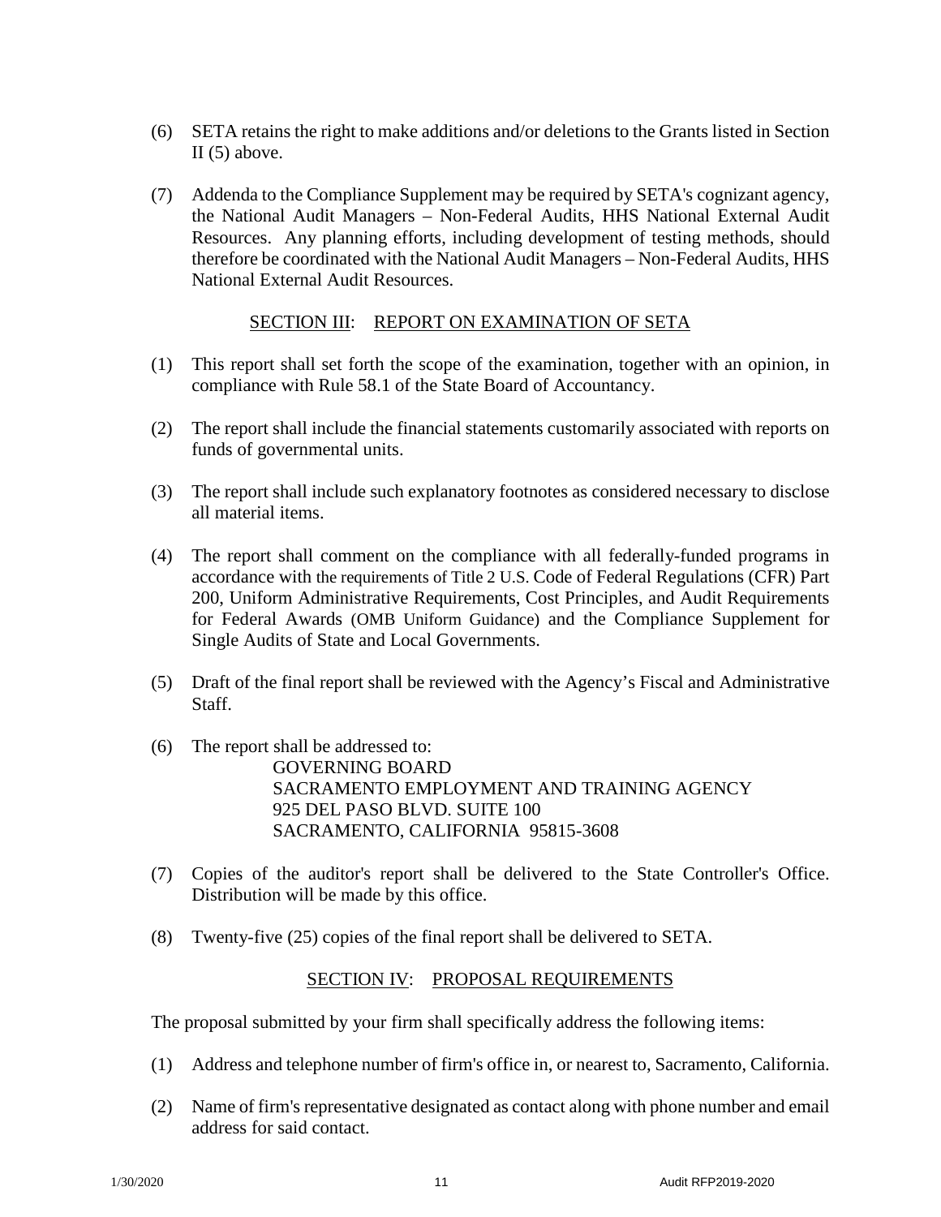(6) SETA retains the right to make additions and/or deletions to the Grants listed in Section II (5) above.

(7) Addenda to the Compliance Supplement may be required by SETA's cognizant agency, the National Audit Managers – Non-Federal Audits, HHS National External Audit Resources. Any planning efforts, including development of testing methods, should therefore be coordinated with the National Audit Managers – Non-Federal Audits, HHS National External Audit Resources.

## SECTION III: REPORT ON EXAMINATION OF SETA

(1) This report shall set forth the scope of the examination, together with an opinion, in compliance with Rule 58.1 of the State Board of Accountancy.

(2) The report shall include the financial statements customarily associated with reports on funds of governmental units.

(3) The report shall include such explanatory footnotes as considered necessary to disclose all material items.

(4) The report shall comment on the compliance with all federally-funded programs in accordance with the requirements of Title 2 U.S. Code of Federal Regulations (CFR) Part 200, Uniform Administrative Requirements, Cost Principles, and Audit Requirements for Federal Awards (OMB Uniform Guidance) and the Compliance Supplement for Single Audits of State and Local Governments.

(5) Draft of the final report shall be reviewed with the Agency's Fiscal and Administrative Staff.

(6) The report shall be addressed to:

    GOVERNING BOARD
    SACRAMENTO EMPLOYMENT AND TRAINING AGENCY
    925 DEL PASO BLVD. SUITE 100
    SACRAMENTO, CALIFORNIA 95815-3608

(7) Copies of the auditor's report shall be delivered to the State Controller's Office. Distribution will be made by this office.

(8) Twenty-five (25) copies of the final report shall be delivered to SETA.

## SECTION IV: PROPOSAL REQUIREMENTS

The proposal submitted by your firm shall specifically address the following items:

(1) Address and telephone number of firm's office in, or nearest to, Sacramento, California.

(2) Name of firm's representative designated as contact along with phone number and email address for said contact.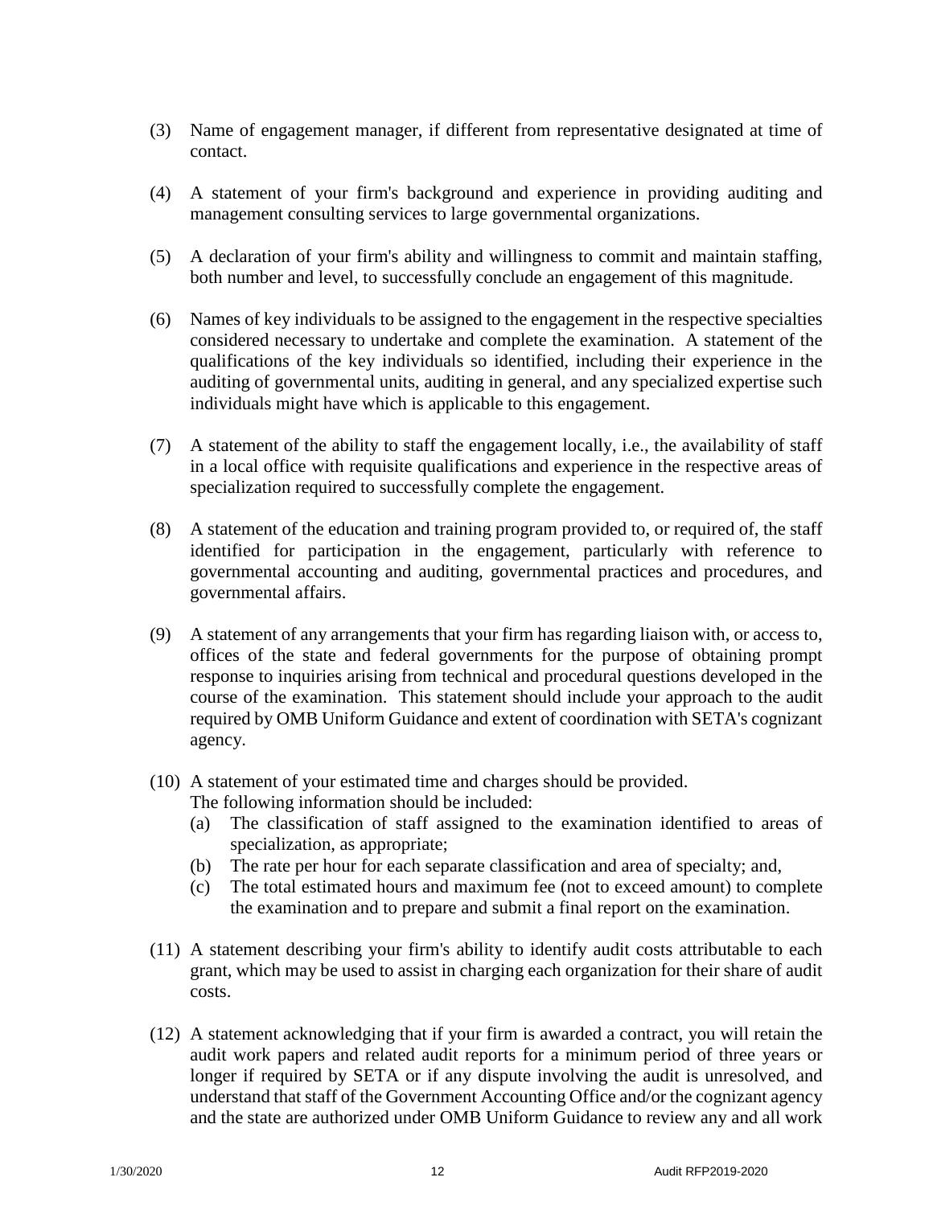(3) Name of engagement manager, if different from representative designated at time of contact.

(4) A statement of your firm's background and experience in providing auditing and management consulting services to large governmental organizations.

(5) A declaration of your firm's ability and willingness to commit and maintain staffing, both number and level, to successfully conclude an engagement of this magnitude.

(6) Names of key individuals to be assigned to the engagement in the respective specialties considered necessary to undertake and complete the examination. A statement of the qualifications of the key individuals so identified, including their experience in the auditing of governmental units, auditing in general, and any specialized expertise such individuals might have which is applicable to this engagement.

(7) A statement of the ability to staff the engagement locally, i.e., the availability of staff in a local office with requisite qualifications and experience in the respective areas of specialization required to successfully complete the engagement.

(8) A statement of the education and training program provided to, or required of, the staff identified for participation in the engagement, particularly with reference to governmental accounting and auditing, governmental practices and procedures, and governmental affairs.

(9) A statement of any arrangements that your firm has regarding liaison with, or access to, offices of the state and federal governments for the purpose of obtaining prompt response to inquiries arising from technical and procedural questions developed in the course of the examination. This statement should include your approach to the audit required by OMB Uniform Guidance and extent of coordination with SETA's cognizant agency.

(10) A statement of your estimated time and charges should be provided. The following information should be included:
  (a) The classification of staff assigned to the examination identified to areas of specialization, as appropriate;
  (b) The rate per hour for each separate classification and area of specialty; and,
  (c) The total estimated hours and maximum fee (not to exceed amount) to complete the examination and to prepare and submit a final report on the examination.

(11) A statement describing your firm's ability to identify audit costs attributable to each grant, which may be used to assist in charging each organization for their share of audit costs.

(12) A statement acknowledging that if your firm is awarded a contract, you will retain the audit work papers and related audit reports for a minimum period of three years or longer if required by SETA or if any dispute involving the audit is unresolved, and understand that staff of the Government Accounting Office and/or the cognizant agency and the state are authorized under OMB Uniform Guidance to review any and all work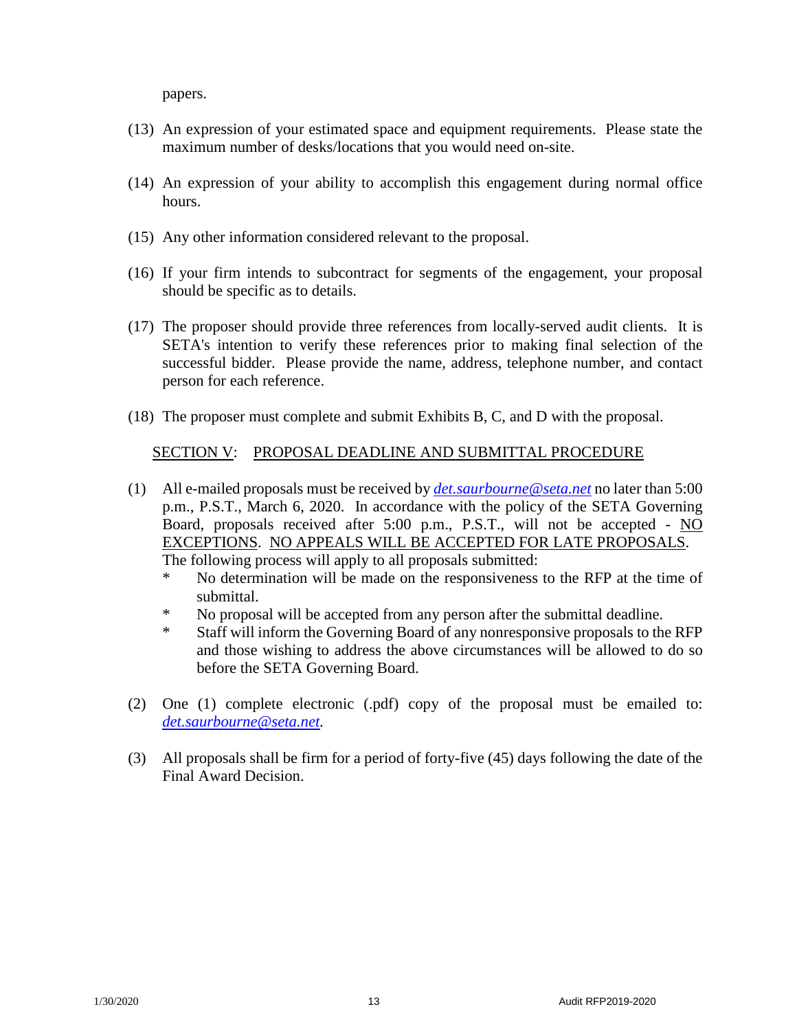papers.

(13) An expression of your estimated space and equipment requirements. Please state the maximum number of desks/locations that you would need on-site.

(14) An expression of your ability to accomplish this engagement during normal office hours.

(15) Any other information considered relevant to the proposal.

(16) If your firm intends to subcontract for segments of the engagement, your proposal should be specific as to details.

(17) The proposer should provide three references from locally-served audit clients. It is SETA's intention to verify these references prior to making final selection of the successful bidder. Please provide the name, address, telephone number, and contact person for each reference.

(18) The proposer must complete and submit Exhibits B, C, and D with the proposal.

## <u>SECTION V</u>: <u>PROPOSAL DEADLINE AND SUBMITTAL PROCEDURE</u>

(1) All e-mailed proposals must be received by *det.saurbourne@seta.net* no later than 5:00 p.m., P.S.T., March 6, 2020. In accordance with the policy of the SETA Governing Board, proposals received after 5:00 p.m., P.S.T., will not be accepted - <u>NO EXCEPTIONS</u>. <u>NO APPEALS WILL BE ACCEPTED FOR LATE PROPOSALS</u>. The following process will apply to all proposals submitted:
   - No determination will be made on the responsiveness to the RFP at the time of submittal.
   - No proposal will be accepted from any person after the submittal deadline.
   - Staff will inform the Governing Board of any nonresponsive proposals to the RFP and those wishing to address the above circumstances will be allowed to do so before the SETA Governing Board.

(2) One (1) complete electronic (.pdf) copy of the proposal must be emailed to: *det.saurbourne@seta.net.*

(3) All proposals shall be firm for a period of forty-five (45) days following the date of the Final Award Decision.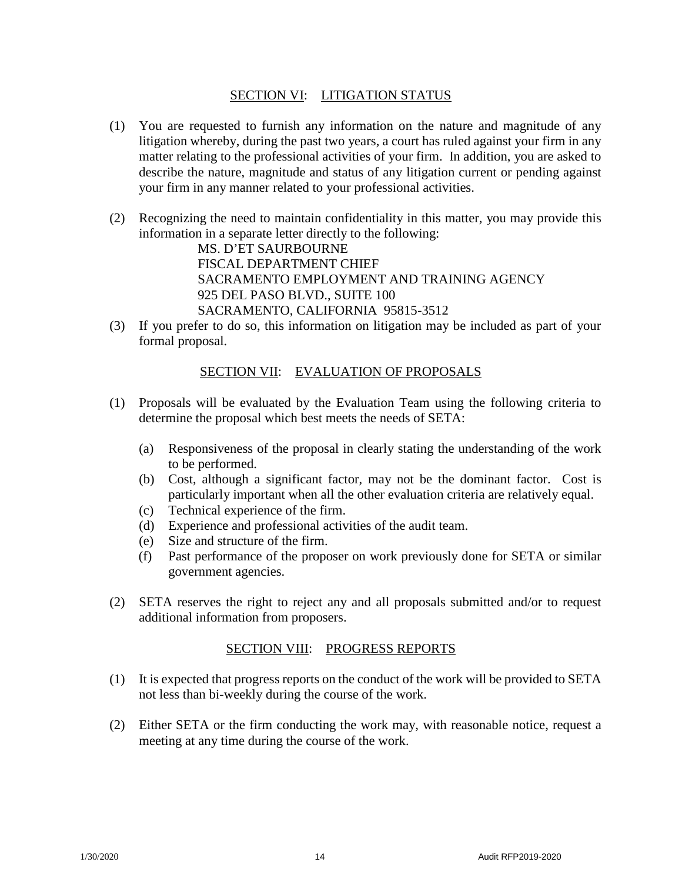## SECTION VI: LITIGATION STATUS

(1) You are requested to furnish any information on the nature and magnitude of any litigation whereby, during the past two years, a court has ruled against your firm in any matter relating to the professional activities of your firm. In addition, you are asked to describe the nature, magnitude and status of any litigation current or pending against your firm in any manner related to your professional activities.

(2) Recognizing the need to maintain confidentiality in this matter, you may provide this information in a separate letter directly to the following:

MS. D'ET SAURBOURNE
FISCAL DEPARTMENT CHIEF
SACRAMENTO EMPLOYMENT AND TRAINING AGENCY
925 DEL PASO BLVD., SUITE 100
SACRAMENTO, CALIFORNIA 95815-3512

(3) If you prefer to do so, this information on litigation may be included as part of your formal proposal.

## SECTION VII: EVALUATION OF PROPOSALS

(1) Proposals will be evaluated by the Evaluation Team using the following criteria to determine the proposal which best meets the needs of SETA:

(a) Responsiveness of the proposal in clearly stating the understanding of the work to be performed.
(b) Cost, although a significant factor, may not be the dominant factor. Cost is particularly important when all the other evaluation criteria are relatively equal.
(c) Technical experience of the firm.
(d) Experience and professional activities of the audit team.
(e) Size and structure of the firm.
(f) Past performance of the proposer on work previously done for SETA or similar government agencies.

(2) SETA reserves the right to reject any and all proposals submitted and/or to request additional information from proposers.

## SECTION VIII: PROGRESS REPORTS

(1) It is expected that progress reports on the conduct of the work will be provided to SETA not less than bi-weekly during the course of the work.

(2) Either SETA or the firm conducting the work may, with reasonable notice, request a meeting at any time during the course of the work.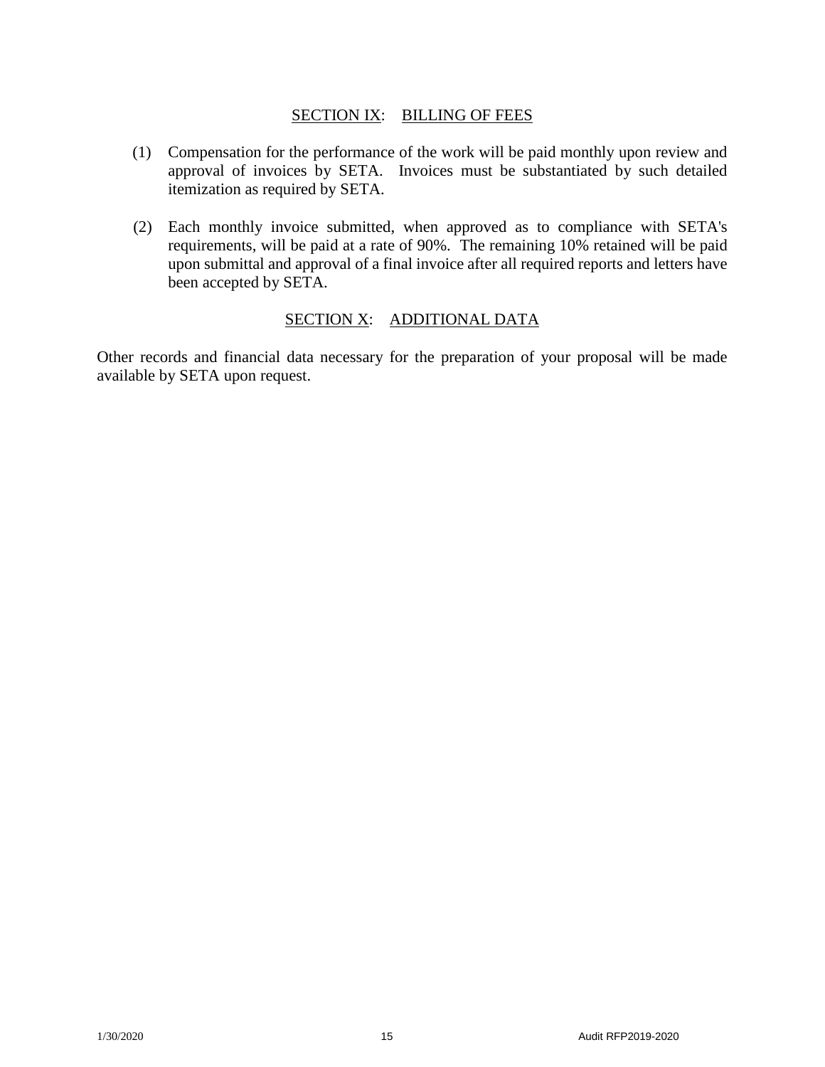## SECTION IX: BILLING OF FEES

(1) Compensation for the performance of the work will be paid monthly upon review and approval of invoices by SETA. Invoices must be substantiated by such detailed itemization as required by SETA.

(2) Each monthly invoice submitted, when approved as to compliance with SETA's requirements, will be paid at a rate of 90%. The remaining 10% retained will be paid upon submittal and approval of a final invoice after all required reports and letters have been accepted by SETA.

## SECTION X: ADDITIONAL DATA

Other records and financial data necessary for the preparation of your proposal will be made available by SETA upon request.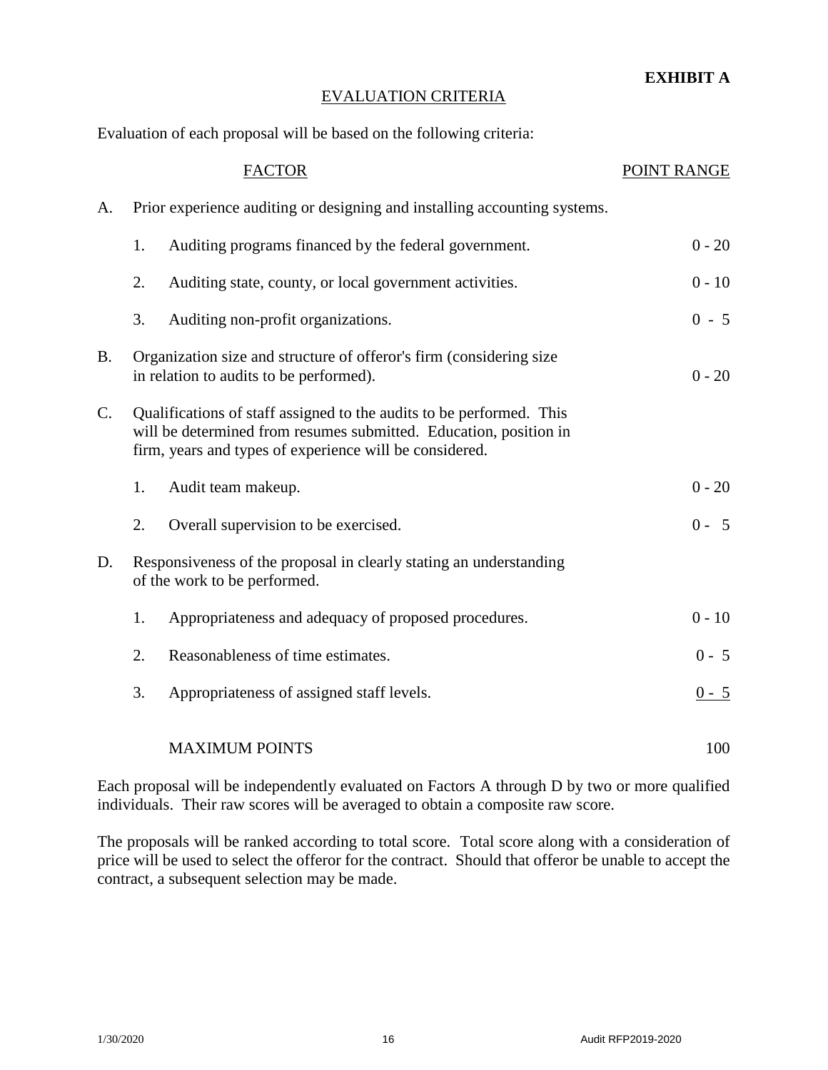**EXHIBIT A**

## EVALUATION CRITERIA

Evaluation of each proposal will be based on the following criteria:

| | | FACTOR | POINT RANGE |
|---|---|---|---|
| A. | | Prior experience auditing or designing and installing accounting systems. | |
| | 1. | Auditing programs financed by the federal government. | 0 - 20 |
| | 2. | Auditing state, county, or local government activities. | 0 - 10 |
| | 3. | Auditing non-profit organizations. | 0 - 5 |
| B. | | Organization size and structure of offeror's firm (considering size in relation to audits to be performed). | 0 - 20 |
| C. | | Qualifications of staff assigned to the audits to be performed. This will be determined from resumes submitted. Education, position in firm, years and types of experience will be considered. | |
| | 1. | Audit team makeup. | 0 - 20 |
| | 2. | Overall supervision to be exercised. | 0 - 5 |
| D. | | Responsiveness of the proposal in clearly stating an understanding of the work to be performed. | |
| | 1. | Appropriateness and adequacy of proposed procedures. | 0 - 10 |
| | 2. | Reasonableness of time estimates. | 0 - 5 |
| | 3. | Appropriateness of assigned staff levels. | 0 - 5 |
| | | MAXIMUM POINTS | 100 |

Each proposal will be independently evaluated on Factors A through D by two or more qualified individuals. Their raw scores will be averaged to obtain a composite raw score.

The proposals will be ranked according to total score. Total score along with a consideration of price will be used to select the offeror for the contract. Should that offeror be unable to accept the contract, a subsequent selection may be made.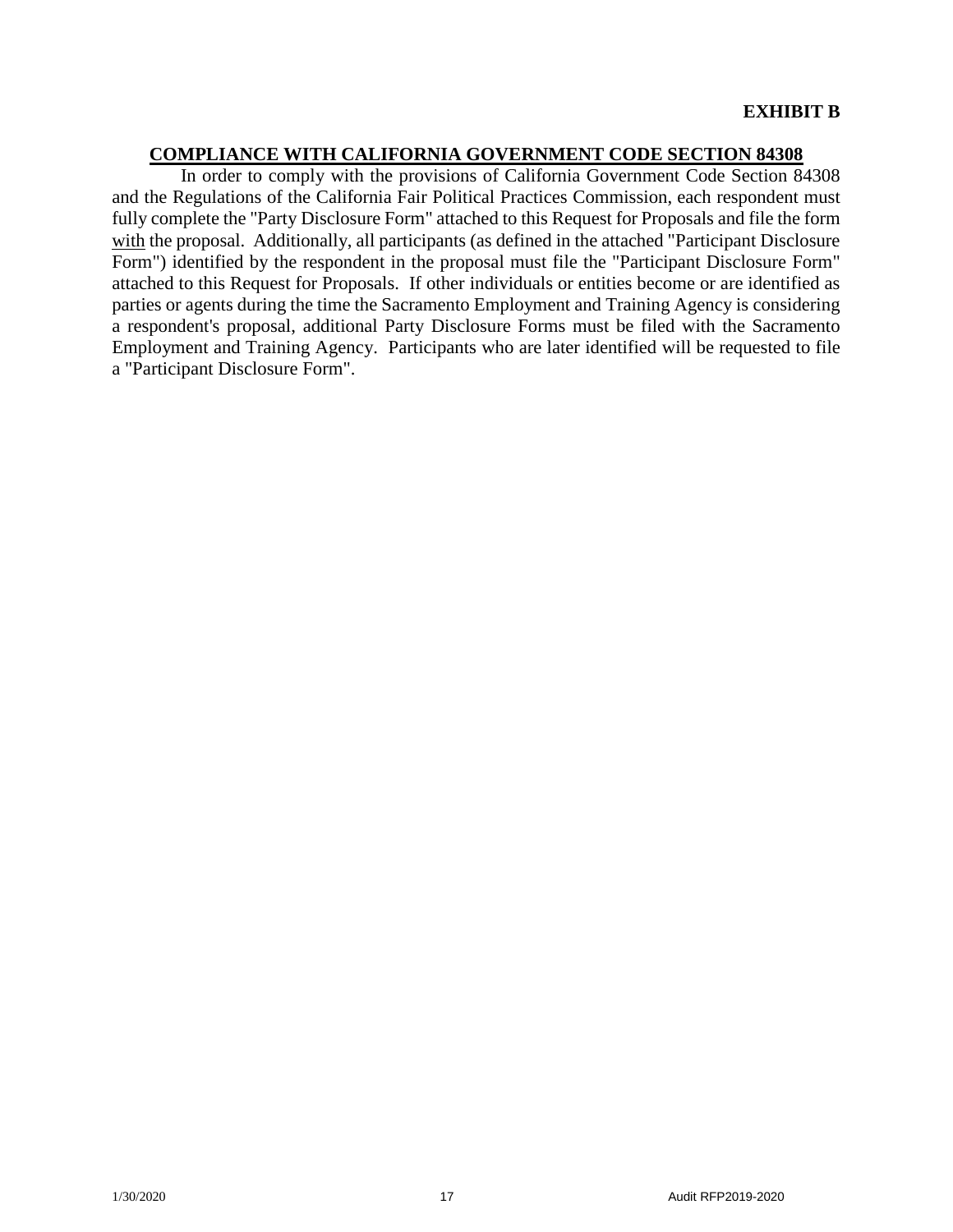**EXHIBIT B**

## COMPLIANCE WITH CALIFORNIA GOVERNMENT CODE SECTION 84308

In order to comply with the provisions of California Government Code Section 84308 and the Regulations of the California Fair Political Practices Commission, each respondent must fully complete the "Party Disclosure Form" attached to this Request for Proposals and file the form <u>with</u> the proposal. Additionally, all participants (as defined in the attached "Participant Disclosure Form") identified by the respondent in the proposal must file the "Participant Disclosure Form" attached to this Request for Proposals. If other individuals or entities become or are identified as parties or agents during the time the Sacramento Employment and Training Agency is considering a respondent's proposal, additional Party Disclosure Forms must be filed with the Sacramento Employment and Training Agency. Participants who are later identified will be requested to file a "Participant Disclosure Form".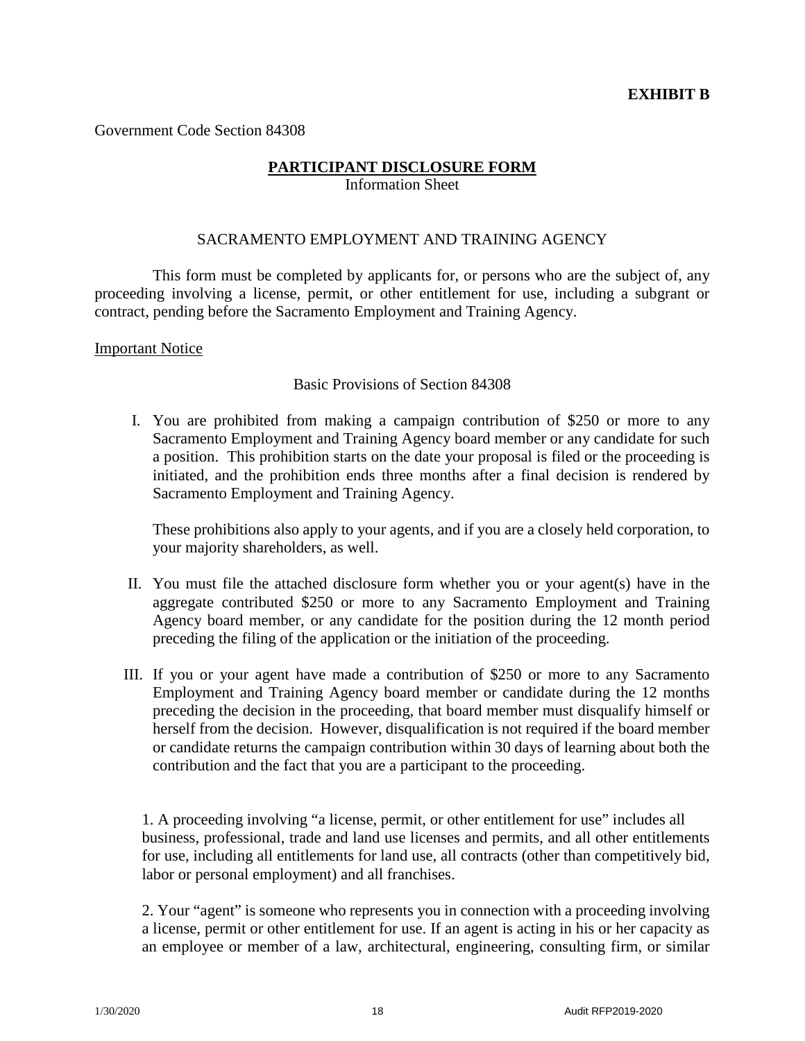**EXHIBIT B**

Government Code Section 84308

## PARTICIPANT DISCLOSURE FORM

Information Sheet

SACRAMENTO EMPLOYMENT AND TRAINING AGENCY

This form must be completed by applicants for, or persons who are the subject of, any proceeding involving a license, permit, or other entitlement for use, including a subgrant or contract, pending before the Sacramento Employment and Training Agency.

Important Notice

Basic Provisions of Section 84308

I. You are prohibited from making a campaign contribution of $250 or more to any Sacramento Employment and Training Agency board member or any candidate for such a position. This prohibition starts on the date your proposal is filed or the proceeding is initiated, and the prohibition ends three months after a final decision is rendered by Sacramento Employment and Training Agency.

   These prohibitions also apply to your agents, and if you are a closely held corporation, to your majority shareholders, as well.

II. You must file the attached disclosure form whether you or your agent(s) have in the aggregate contributed $250 or more to any Sacramento Employment and Training Agency board member, or any candidate for the position during the 12 month period preceding the filing of the application or the initiation of the proceeding.

III. If you or your agent have made a contribution of $250 or more to any Sacramento Employment and Training Agency board member or candidate during the 12 months preceding the decision in the proceeding, that board member must disqualify himself or herself from the decision. However, disqualification is not required if the board member or candidate returns the campaign contribution within 30 days of learning about both the contribution and the fact that you are a participant to the proceeding.

1. A proceeding involving "a license, permit, or other entitlement for use" includes all business, professional, trade and land use licenses and permits, and all other entitlements for use, including all entitlements for land use, all contracts (other than competitively bid, labor or personal employment) and all franchises.

2. Your "agent" is someone who represents you in connection with a proceeding involving a license, permit or other entitlement for use. If an agent is acting in his or her capacity as an employee or member of a law, architectural, engineering, consulting firm, or similar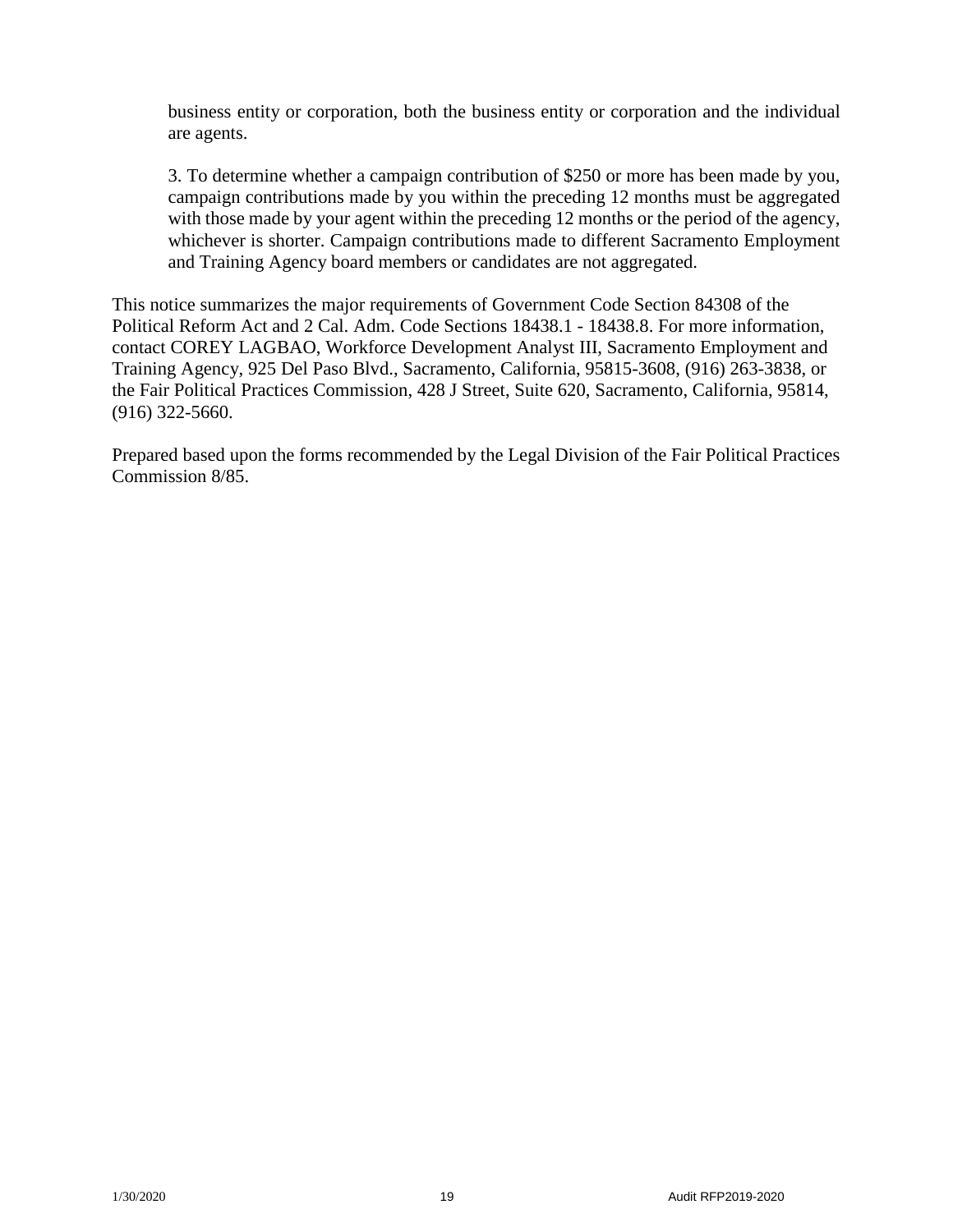business entity or corporation, both the business entity or corporation and the individual are agents.

3. To determine whether a campaign contribution of $250 or more has been made by you, campaign contributions made by you within the preceding 12 months must be aggregated with those made by your agent within the preceding 12 months or the period of the agency, whichever is shorter. Campaign contributions made to different Sacramento Employment and Training Agency board members or candidates are not aggregated.

This notice summarizes the major requirements of Government Code Section 84308 of the Political Reform Act and 2 Cal. Adm. Code Sections 18438.1 - 18438.8. For more information, contact COREY LAGBAO, Workforce Development Analyst III, Sacramento Employment and Training Agency, 925 Del Paso Blvd., Sacramento, California, 95815-3608, (916) 263-3838, or the Fair Political Practices Commission, 428 J Street, Suite 620, Sacramento, California, 95814, (916) 322-5660.

Prepared based upon the forms recommended by the Legal Division of the Fair Political Practices Commission 8/85.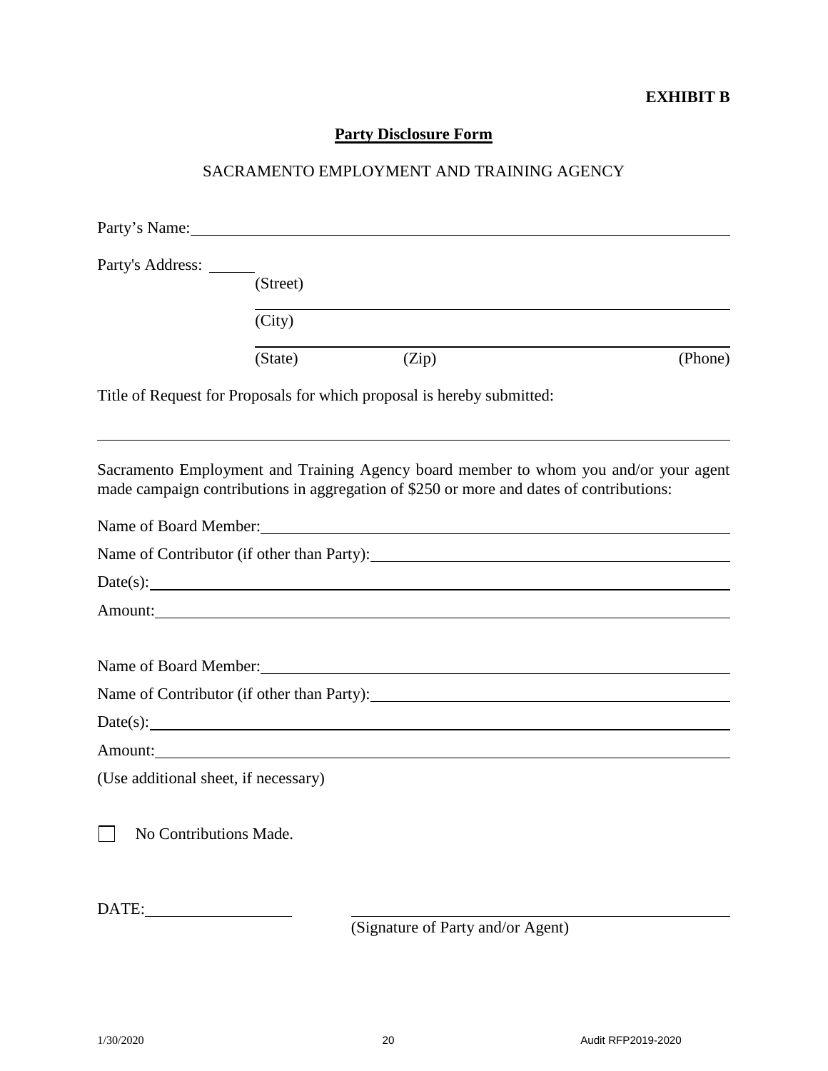**EXHIBIT B**

## Party Disclosure Form

SACRAMENTO EMPLOYMENT AND TRAINING AGENCY

Party's Name: ______________________________________________________________

Party's Address: ______
(Street)

______________________________________________________________
(City)

______________________________________________________________
(State) (Zip) (Phone)

Title of Request for Proposals for which proposal is hereby submitted:

______________________________________________________________

Sacramento Employment and Training Agency board member to whom you and/or your agent made campaign contributions in aggregation of $250 or more and dates of contributions:

Name of Board Member: ______________________________________________________

Name of Contributor (if other than Party): ______________________________________

Date(s): ____________________________________________________________________

Amount: ____________________________________________________________________

Name of Board Member: ______________________________________________________

Name of Contributor (if other than Party): ______________________________________

Date(s): ____________________________________________________________________

Amount: ____________________________________________________________________

(Use additional sheet, if necessary)

☐ No Contributions Made.

DATE: __________________ ______________________________________
(Signature of Party and/or Agent)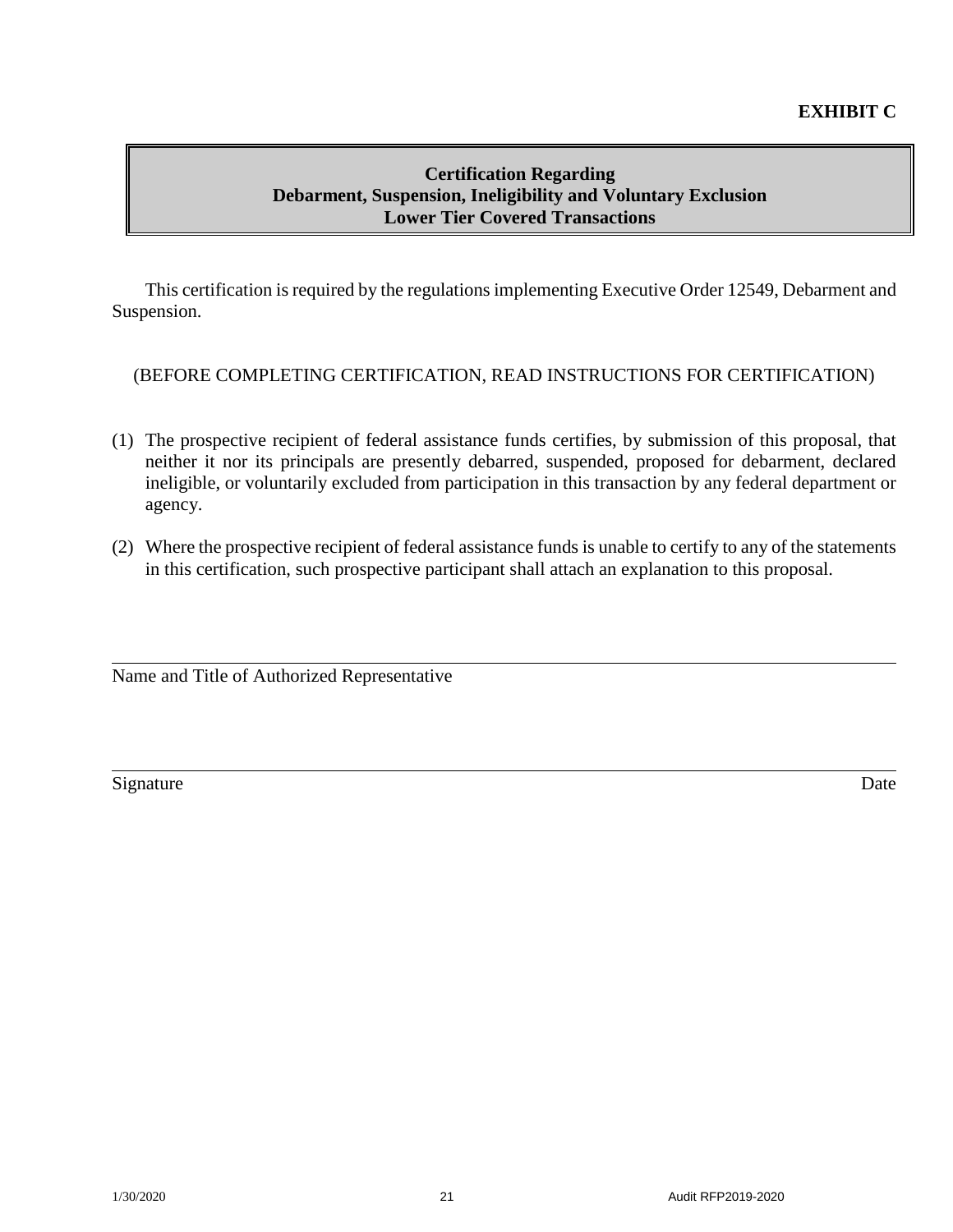**EXHIBIT C**

## Certification Regarding
## Debarment, Suspension, Ineligibility and Voluntary Exclusion
## Lower Tier Covered Transactions

This certification is required by the regulations implementing Executive Order 12549, Debarment and Suspension.

(BEFORE COMPLETING CERTIFICATION, READ INSTRUCTIONS FOR CERTIFICATION)

(1) The prospective recipient of federal assistance funds certifies, by submission of this proposal, that neither it nor its principals are presently debarred, suspended, proposed for debarment, declared ineligible, or voluntarily excluded from participation in this transaction by any federal department or agency.

(2) Where the prospective recipient of federal assistance funds is unable to certify to any of the statements in this certification, such prospective participant shall attach an explanation to this proposal.

______________________________________________________________

Name and Title of Authorized Representative

______________________________________________________________

Signature Date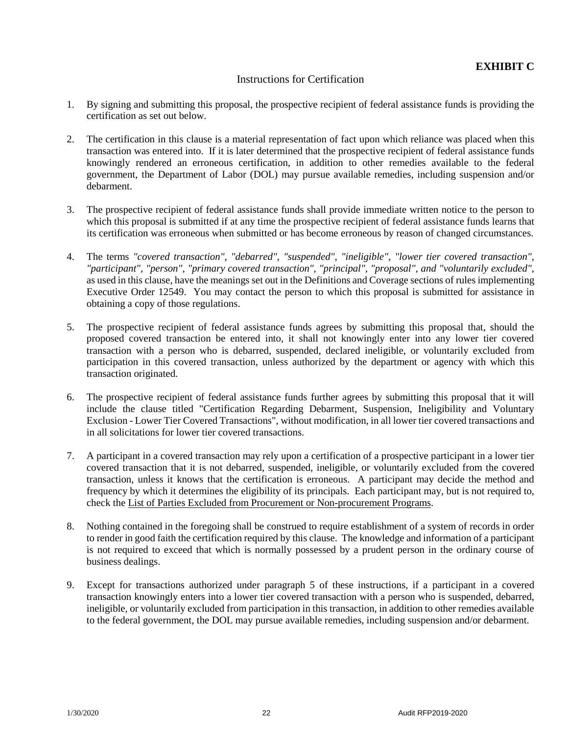**EXHIBIT C**

## Instructions for Certification

1. By signing and submitting this proposal, the prospective recipient of federal assistance funds is providing the certification as set out below.

2. The certification in this clause is a material representation of fact upon which reliance was placed when this transaction was entered into. If it is later determined that the prospective recipient of federal assistance funds knowingly rendered an erroneous certification, in addition to other remedies available to the federal government, the Department of Labor (DOL) may pursue available remedies, including suspension and/or debarment.

3. The prospective recipient of federal assistance funds shall provide immediate written notice to the person to which this proposal is submitted if at any time the prospective recipient of federal assistance funds learns that its certification was erroneous when submitted or has become erroneous by reason of changed circumstances.

4. The terms *"covered transaction", "debarred", "suspended", "ineligible", "lower tier covered transaction", "participant", "person", "primary covered transaction", "principal", "proposal", and "voluntarily excluded"*, as used in this clause, have the meanings set out in the Definitions and Coverage sections of rules implementing Executive Order 12549. You may contact the person to which this proposal is submitted for assistance in obtaining a copy of those regulations.

5. The prospective recipient of federal assistance funds agrees by submitting this proposal that, should the proposed covered transaction be entered into, it shall not knowingly enter into any lower tier covered transaction with a person who is debarred, suspended, declared ineligible, or voluntarily excluded from participation in this covered transaction, unless authorized by the department or agency with which this transaction originated.

6. The prospective recipient of federal assistance funds further agrees by submitting this proposal that it will include the clause titled "Certification Regarding Debarment, Suspension, Ineligibility and Voluntary Exclusion - Lower Tier Covered Transactions", without modification, in all lower tier covered transactions and in all solicitations for lower tier covered transactions.

7. A participant in a covered transaction may rely upon a certification of a prospective participant in a lower tier covered transaction that it is not debarred, suspended, ineligible, or voluntarily excluded from the covered transaction, unless it knows that the certification is erroneous. A participant may decide the method and frequency by which it determines the eligibility of its principals. Each participant may, but is not required to, check the List of Parties Excluded from Procurement or Non-procurement Programs.

8. Nothing contained in the foregoing shall be construed to require establishment of a system of records in order to render in good faith the certification required by this clause. The knowledge and information of a participant is not required to exceed that which is normally possessed by a prudent person in the ordinary course of business dealings.

9. Except for transactions authorized under paragraph 5 of these instructions, if a participant in a covered transaction knowingly enters into a lower tier covered transaction with a person who is suspended, debarred, ineligible, or voluntarily excluded from participation in this transaction, in addition to other remedies available to the federal government, the DOL may pursue available remedies, including suspension and/or debarment.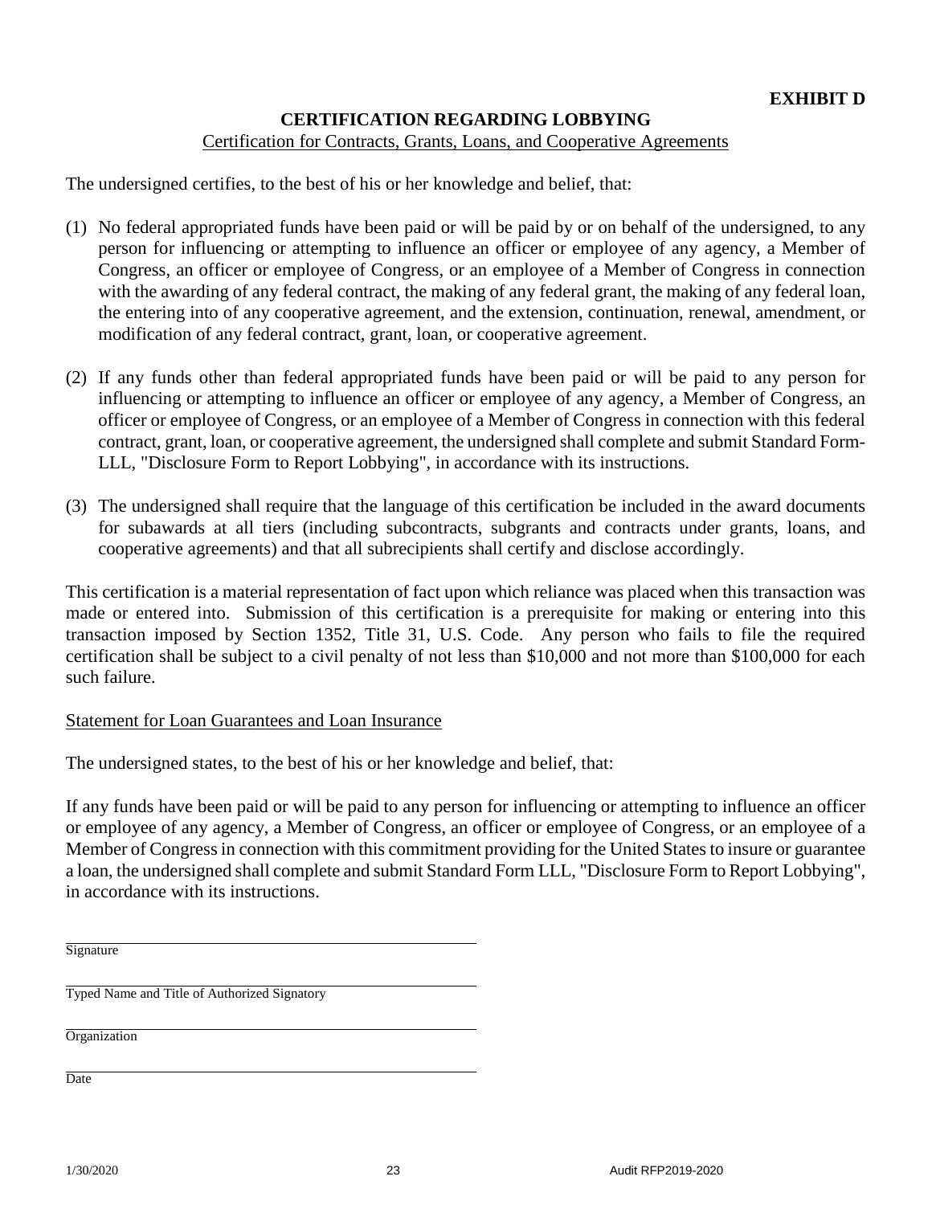**EXHIBIT D**

## CERTIFICATION REGARDING LOBBYING

Certification for Contracts, Grants, Loans, and Cooperative Agreements

The undersigned certifies, to the best of his or her knowledge and belief, that:

(1) No federal appropriated funds have been paid or will be paid by or on behalf of the undersigned, to any person for influencing or attempting to influence an officer or employee of any agency, a Member of Congress, an officer or employee of Congress, or an employee of a Member of Congress in connection with the awarding of any federal contract, the making of any federal grant, the making of any federal loan, the entering into of any cooperative agreement, and the extension, continuation, renewal, amendment, or modification of any federal contract, grant, loan, or cooperative agreement.

(2) If any funds other than federal appropriated funds have been paid or will be paid to any person for influencing or attempting to influence an officer or employee of any agency, a Member of Congress, an officer or employee of Congress, or an employee of a Member of Congress in connection with this federal contract, grant, loan, or cooperative agreement, the undersigned shall complete and submit Standard Form-LLL, "Disclosure Form to Report Lobbying", in accordance with its instructions.

(3) The undersigned shall require that the language of this certification be included in the award documents for subawards at all tiers (including subcontracts, subgrants and contracts under grants, loans, and cooperative agreements) and that all subrecipients shall certify and disclose accordingly.

This certification is a material representation of fact upon which reliance was placed when this transaction was made or entered into. Submission of this certification is a prerequisite for making or entering into this transaction imposed by Section 1352, Title 31, U.S. Code. Any person who fails to file the required certification shall be subject to a civil penalty of not less than $10,000 and not more than $100,000 for each such failure.

Statement for Loan Guarantees and Loan Insurance

The undersigned states, to the best of his or her knowledge and belief, that:

If any funds have been paid or will be paid to any person for influencing or attempting to influence an officer or employee of any agency, a Member of Congress, an officer or employee of Congress, or an employee of a Member of Congress in connection with this commitment providing for the United States to insure or guarantee a loan, the undersigned shall complete and submit Standard Form LLL, "Disclosure Form to Report Lobbying", in accordance with its instructions.

Signature

Typed Name and Title of Authorized Signatory

Organization

Date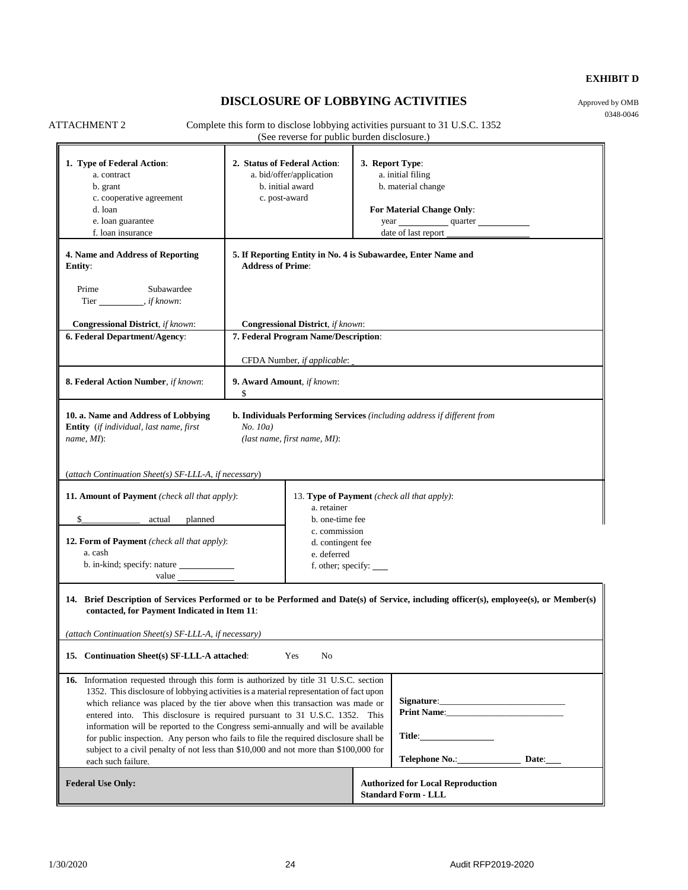**EXHIBIT D**

# DISCLOSURE OF LOBBYING ACTIVITIES

Approved by OMB
0348-0046

ATTACHMENT 2

Complete this form to disclose lobbying activities pursuant to 31 U.S.C. 1352
(See reverse for public burden disclosure.)

| | | |
|---|---|---|
| **1. Type of Federal Action**:<br>a. contract<br>b. grant<br>c. cooperative agreement<br>d. loan<br>e. loan guarantee<br>f. loan insurance | **2. Status of Federal Action**:<br>a. bid/offer/application<br>b. initial award<br>c. post-award | **3. Report Type**:<br>a. initial filing<br>b. material change<br><br>**For Material Change Only**:<br>year ________ quarter ________<br>date of last report ____________ |
| **4. Name and Address of Reporting Entity**:<br><br>Prime Subawardee<br>Tier ________, *if known*:<br><br>**Congressional District**, *if known*: | **5. If Reporting Entity in No. 4 is Subawardee, Enter Name and Address of Prime**:<br><br><br><br>**Congressional District**, *if known*: | |
| **6. Federal Department/Agency**: | **7. Federal Program Name/Description**:<br><br>CFDA Number, *if applicable*: _ | |
| **8. Federal Action Number**, *if known*: | **9. Award Amount**, *if known*:<br>$ | |
| **10. a. Name and Address of Lobbying Entity** (*if individual, last name, first name, MI*):<br><br>(*attach Continuation Sheet(s) SF-LLL-A, if necessary*) | **b. Individuals Performing Services** *(including address if different from No. 10a)* *(last name, first name, MI)*: | |
| **11. Amount of Payment** *(check all that apply)*:<br><br>$__________ actual planned<br><br>**12. Form of Payment** *(check all that apply)*:<br>a. cash<br>b. in-kind; specify: nature __________<br>value __________ | 13. **Type of Payment** *(check all that apply)*:<br>a. retainer<br>b. one-time fee<br>c. commission<br>d. contingent fee<br>e. deferred<br>f. other; specify: ___ | |
| **14. Brief Description of Services Performed or to be Performed and Date(s) of Service, including officer(s), employee(s), or Member(s) contacted, for Payment Indicated in Item 11**:<br><br>*(attach Continuation Sheet(s) SF-LLL-A, if necessary)* | | |
| **15. Continuation Sheet(s) SF-LLL-A attached**: Yes No | | |
| **16.** Information requested through this form is authorized by title 31 U.S.C. section 1352. This disclosure of lobbying activities is a material representation of fact upon which reliance was placed by the tier above when this transaction was made or entered into. This disclosure is required pursuant to 31 U.S.C. 1352. This information will be reported to the Congress semi-annually and will be available for public inspection. Any person who fails to file the required disclosure shall be subject to a civil penalty of not less than $10,000 and not more than $100,000 for each such failure. | **Signature**:____________________<br>**Print Name**:____________________<br><br>**Title**:____________<br><br>**Telephone No.**:__________ **Date**:___ | |
| **Federal Use Only:** | **Authorized for Local Reproduction**<br>**Standard Form - LLL** | |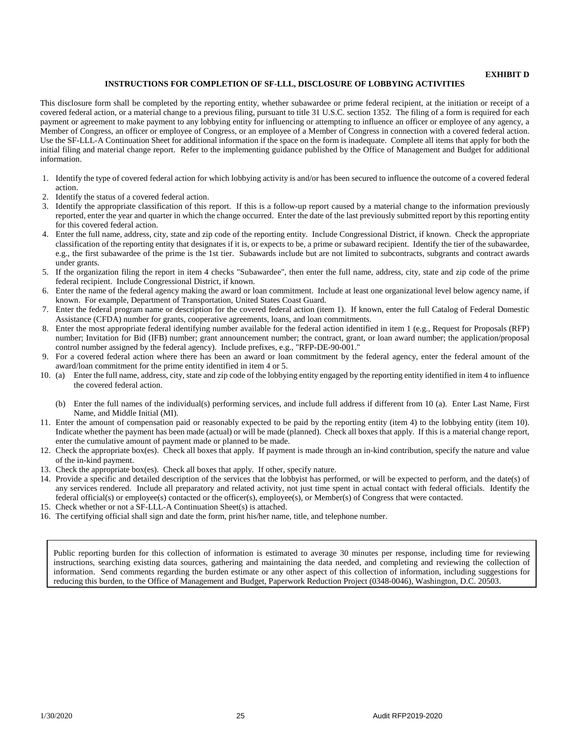**EXHIBIT D**

## INSTRUCTIONS FOR COMPLETION OF SF-LLL, DISCLOSURE OF LOBBYING ACTIVITIES

This disclosure form shall be completed by the reporting entity, whether subawardee or prime federal recipient, at the initiation or receipt of a covered federal action, or a material change to a previous filing, pursuant to title 31 U.S.C. section 1352. The filing of a form is required for each payment or agreement to make payment to any lobbying entity for influencing or attempting to influence an officer or employee of any agency, a Member of Congress, an officer or employee of Congress, or an employee of a Member of Congress in connection with a covered federal action. Use the SF-LLL-A Continuation Sheet for additional information if the space on the form is inadequate. Complete all items that apply for both the initial filing and material change report. Refer to the implementing guidance published by the Office of Management and Budget for additional information.

1. Identify the type of covered federal action for which lobbying activity is and/or has been secured to influence the outcome of a covered federal action.
2. Identify the status of a covered federal action.
3. Identify the appropriate classification of this report. If this is a follow-up report caused by a material change to the information previously reported, enter the year and quarter in which the change occurred. Enter the date of the last previously submitted report by this reporting entity for this covered federal action.
4. Enter the full name, address, city, state and zip code of the reporting entity. Include Congressional District, if known. Check the appropriate classification of the reporting entity that designates if it is, or expects to be, a prime or subaward recipient. Identify the tier of the subawardee, e.g., the first subawardee of the prime is the 1st tier. Subawards include but are not limited to subcontracts, subgrants and contract awards under grants.
5. If the organization filing the report in item 4 checks "Subawardee", then enter the full name, address, city, state and zip code of the prime federal recipient. Include Congressional District, if known.
6. Enter the name of the federal agency making the award or loan commitment. Include at least one organizational level below agency name, if known. For example, Department of Transportation, United States Coast Guard.
7. Enter the federal program name or description for the covered federal action (item 1). If known, enter the full Catalog of Federal Domestic Assistance (CFDA) number for grants, cooperative agreements, loans, and loan commitments.
8. Enter the most appropriate federal identifying number available for the federal action identified in item 1 (e.g., Request for Proposals (RFP) number; Invitation for Bid (IFB) number; grant announcement number; the contract, grant, or loan award number; the application/proposal control number assigned by the federal agency). Include prefixes, e.g., "RFP-DE-90-001."
9. For a covered federal action where there has been an award or loan commitment by the federal agency, enter the federal amount of the award/loan commitment for the prime entity identified in item 4 or 5.
10. (a) Enter the full name, address, city, state and zip code of the lobbying entity engaged by the reporting entity identified in item 4 to influence the covered federal action.

    (b) Enter the full names of the individual(s) performing services, and include full address if different from 10 (a). Enter Last Name, First Name, and Middle Initial (MI).
11. Enter the amount of compensation paid or reasonably expected to be paid by the reporting entity (item 4) to the lobbying entity (item 10). Indicate whether the payment has been made (actual) or will be made (planned). Check all boxes that apply. If this is a material change report, enter the cumulative amount of payment made or planned to be made.
12. Check the appropriate box(es). Check all boxes that apply. If payment is made through an in-kind contribution, specify the nature and value of the in-kind payment.
13. Check the appropriate box(es). Check all boxes that apply. If other, specify nature.
14. Provide a specific and detailed description of the services that the lobbyist has performed, or will be expected to perform, and the date(s) of any services rendered. Include all preparatory and related activity, not just time spent in actual contact with federal officials. Identify the federal official(s) or employee(s) contacted or the officer(s), employee(s), or Member(s) of Congress that were contacted.
15. Check whether or not a SF-LLL-A Continuation Sheet(s) is attached.
16. The certifying official shall sign and date the form, print his/her name, title, and telephone number.

Public reporting burden for this collection of information is estimated to average 30 minutes per response, including time for reviewing instructions, searching existing data sources, gathering and maintaining the data needed, and completing and reviewing the collection of information. Send comments regarding the burden estimate or any other aspect of this collection of information, including suggestions for reducing this burden, to the Office of Management and Budget, Paperwork Reduction Project (0348-0046), Washington, D.C. 20503.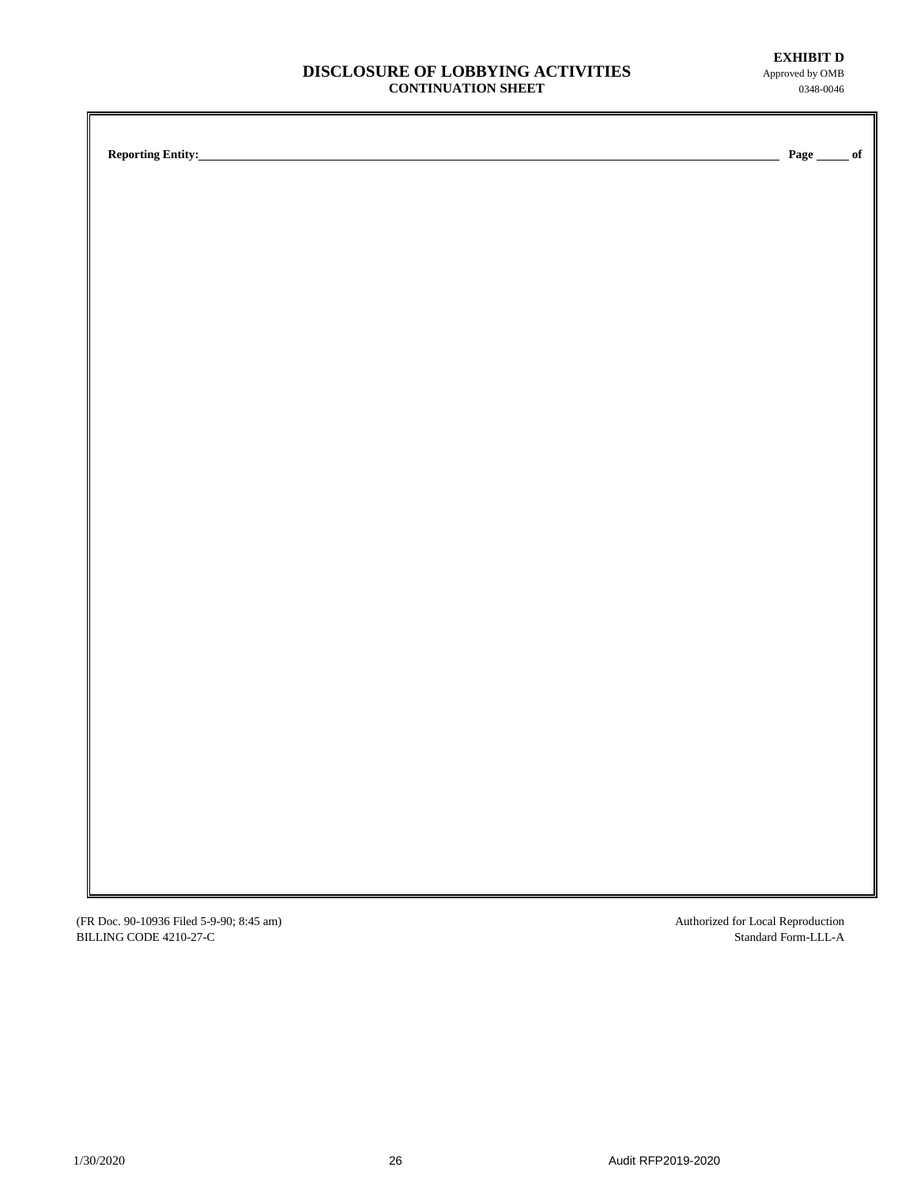**EXHIBIT D**
Approved by OMB
0348-0046

# DISCLOSURE OF LOBBYING ACTIVITIES
## CONTINUATION SHEET

**Reporting Entity:** ______________________________________________ **Page** _____ **of**

(FR Doc. 90-10936 Filed 5-9-90; 8:45 am)
BILLING CODE 4210-27-C

Authorized for Local Reproduction
Standard Form-LLL-A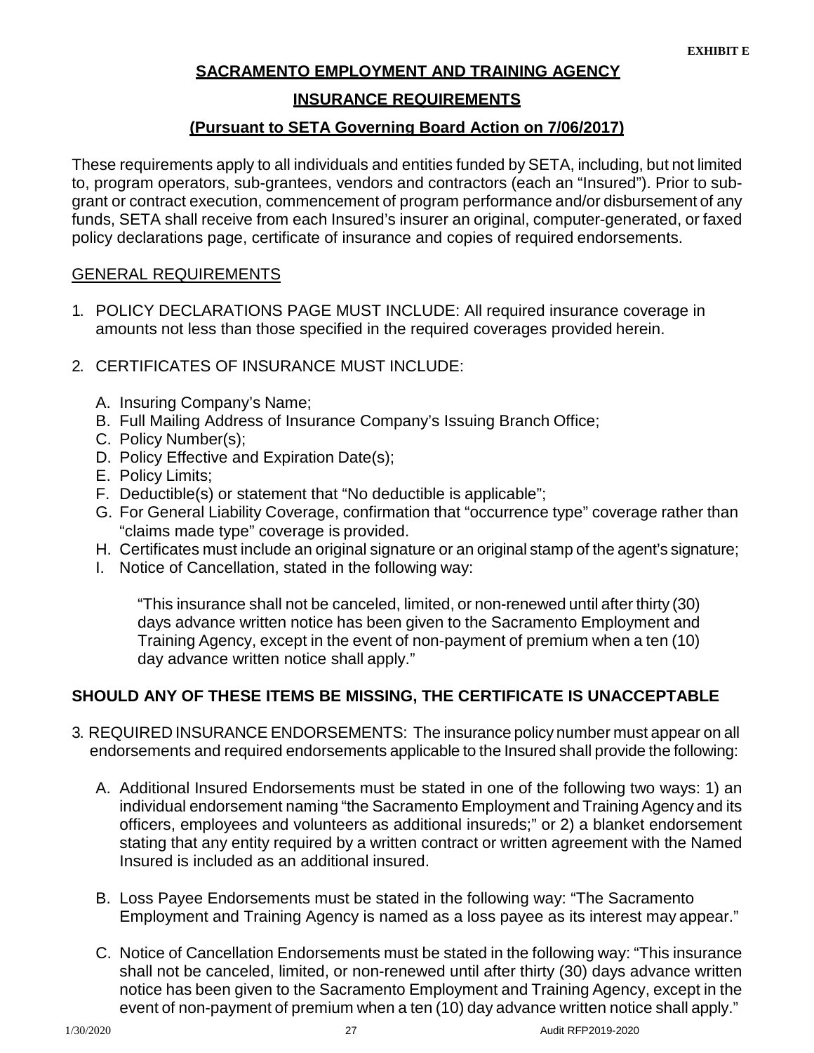**EXHIBIT E**

## SACRAMENTO EMPLOYMENT AND TRAINING AGENCY

## INSURANCE REQUIREMENTS

## (Pursuant to SETA Governing Board Action on 7/06/2017)

These requirements apply to all individuals and entities funded by SETA, including, but not limited to, program operators, sub-grantees, vendors and contractors (each an "Insured"). Prior to sub-grant or contract execution, commencement of program performance and/or disbursement of any funds, SETA shall receive from each Insured's insurer an original, computer-generated, or faxed policy declarations page, certificate of insurance and copies of required endorsements.

### GENERAL REQUIREMENTS

1. POLICY DECLARATIONS PAGE MUST INCLUDE: All required insurance coverage in amounts not less than those specified in the required coverages provided herein.

2. CERTIFICATES OF INSURANCE MUST INCLUDE:

   A. Insuring Company's Name;
   B. Full Mailing Address of Insurance Company's Issuing Branch Office;
   C. Policy Number(s);
   D. Policy Effective and Expiration Date(s);
   E. Policy Limits;
   F. Deductible(s) or statement that "No deductible is applicable";
   G. For General Liability Coverage, confirmation that "occurrence type" coverage rather than "claims made type" coverage is provided.
   H. Certificates must include an original signature or an original stamp of the agent's signature;
   I. Notice of Cancellation, stated in the following way:

      "This insurance shall not be canceled, limited, or non-renewed until after thirty (30) days advance written notice has been given to the Sacramento Employment and Training Agency, except in the event of non-payment of premium when a ten (10) day advance written notice shall apply."

**SHOULD ANY OF THESE ITEMS BE MISSING, THE CERTIFICATE IS UNACCEPTABLE**

3. REQUIRED INSURANCE ENDORSEMENTS: The insurance policy number must appear on all endorsements and required endorsements applicable to the Insured shall provide the following:

   A. Additional Insured Endorsements must be stated in one of the following two ways: 1) an individual endorsement naming "the Sacramento Employment and Training Agency and its officers, employees and volunteers as additional insureds;" or 2) a blanket endorsement stating that any entity required by a written contract or written agreement with the Named Insured is included as an additional insured.

   B. Loss Payee Endorsements must be stated in the following way: "The Sacramento Employment and Training Agency is named as a loss payee as its interest may appear."

   C. Notice of Cancellation Endorsements must be stated in the following way: "This insurance shall not be canceled, limited, or non-renewed until after thirty (30) days advance written notice has been given to the Sacramento Employment and Training Agency, except in the event of non-payment of premium when a ten (10) day advance written notice shall apply."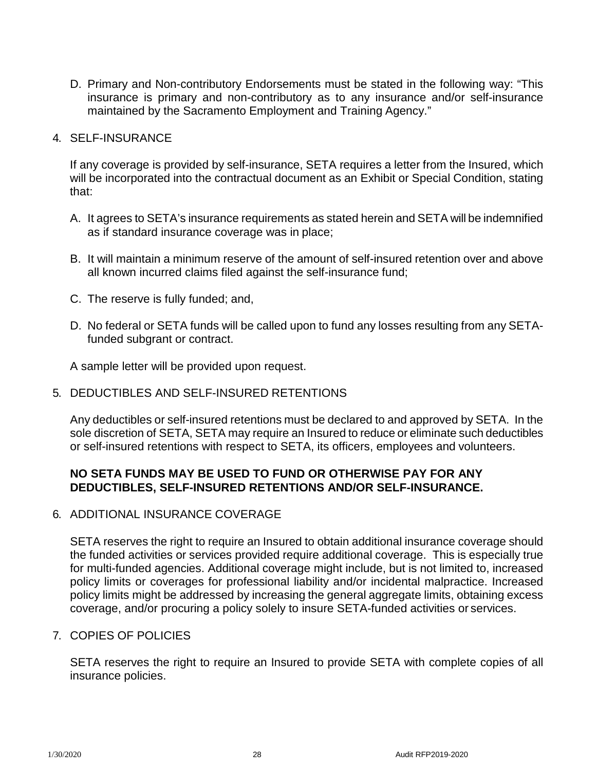D. Primary and Non-contributory Endorsements must be stated in the following way: "This insurance is primary and non-contributory as to any insurance and/or self-insurance maintained by the Sacramento Employment and Training Agency."

4. SELF-INSURANCE

   If any coverage is provided by self-insurance, SETA requires a letter from the Insured, which will be incorporated into the contractual document as an Exhibit or Special Condition, stating that:

   A. It agrees to SETA's insurance requirements as stated herein and SETA will be indemnified as if standard insurance coverage was in place;

   B. It will maintain a minimum reserve of the amount of self-insured retention over and above all known incurred claims filed against the self-insurance fund;

   C. The reserve is fully funded; and,

   D. No federal or SETA funds will be called upon to fund any losses resulting from any SETA-funded subgrant or contract.

   A sample letter will be provided upon request.

5. DEDUCTIBLES AND SELF-INSURED RETENTIONS

   Any deductibles or self-insured retentions must be declared to and approved by SETA. In the sole discretion of SETA, SETA may require an Insured to reduce or eliminate such deductibles or self-insured retentions with respect to SETA, its officers, employees and volunteers.

   **NO SETA FUNDS MAY BE USED TO FUND OR OTHERWISE PAY FOR ANY DEDUCTIBLES, SELF-INSURED RETENTIONS AND/OR SELF-INSURANCE.**

6. ADDITIONAL INSURANCE COVERAGE

   SETA reserves the right to require an Insured to obtain additional insurance coverage should the funded activities or services provided require additional coverage. This is especially true for multi-funded agencies. Additional coverage might include, but is not limited to, increased policy limits or coverages for professional liability and/or incidental malpractice. Increased policy limits might be addressed by increasing the general aggregate limits, obtaining excess coverage, and/or procuring a policy solely to insure SETA-funded activities or services.

7. COPIES OF POLICIES

   SETA reserves the right to require an Insured to provide SETA with complete copies of all insurance policies.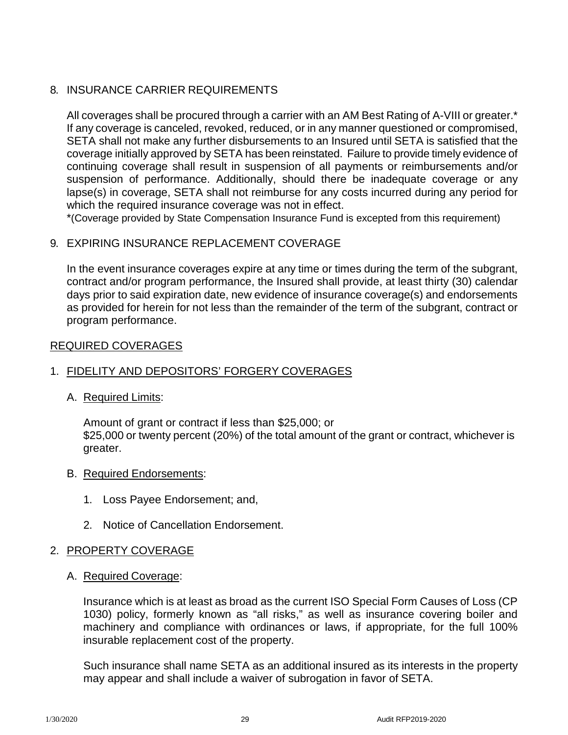8. INSURANCE CARRIER REQUIREMENTS

   All coverages shall be procured through a carrier with an AM Best Rating of A-VIII or greater.* If any coverage is canceled, revoked, reduced, or in any manner questioned or compromised, SETA shall not make any further disbursements to an Insured until SETA is satisfied that the coverage initially approved by SETA has been reinstated. Failure to provide timely evidence of continuing coverage shall result in suspension of all payments or reimbursements and/or suspension of performance. Additionally, should there be inadequate coverage or any lapse(s) in coverage, SETA shall not reimburse for any costs incurred during any period for which the required insurance coverage was not in effect.

   *(Coverage provided by State Compensation Insurance Fund is excepted from this requirement)

9. EXPIRING INSURANCE REPLACEMENT COVERAGE

   In the event insurance coverages expire at any time or times during the term of the subgrant, contract and/or program performance, the Insured shall provide, at least thirty (30) calendar days prior to said expiration date, new evidence of insurance coverage(s) and endorsements as provided for herein for not less than the remainder of the term of the subgrant, contract or program performance.

## REQUIRED COVERAGES

1. FIDELITY AND DEPOSITORS' FORGERY COVERAGES

   A. Required Limits:

      Amount of grant or contract if less than $25,000; or
      $25,000 or twenty percent (20%) of the total amount of the grant or contract, whichever is greater.

   B. Required Endorsements:

      1. Loss Payee Endorsement; and,

      2. Notice of Cancellation Endorsement.

2. PROPERTY COVERAGE

   A. Required Coverage:

      Insurance which is at least as broad as the current ISO Special Form Causes of Loss (CP 1030) policy, formerly known as "all risks," as well as insurance covering boiler and machinery and compliance with ordinances or laws, if appropriate, for the full 100% insurable replacement cost of the property.

      Such insurance shall name SETA as an additional insured as its interests in the property may appear and shall include a waiver of subrogation in favor of SETA.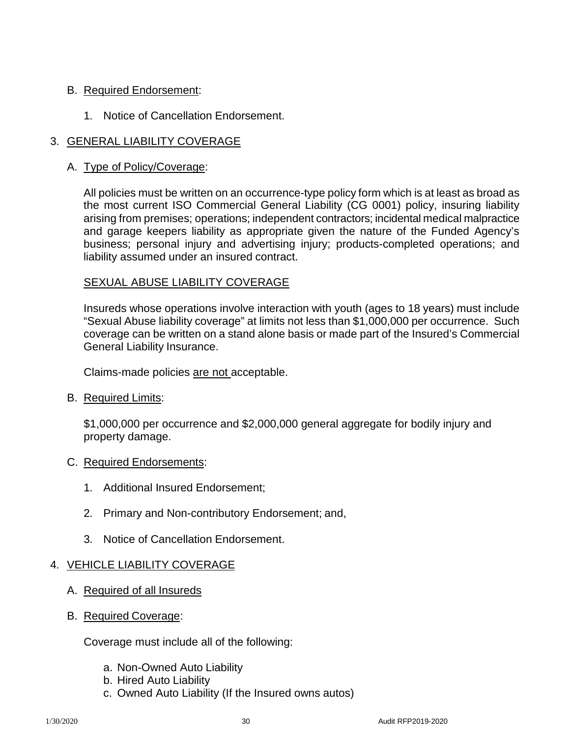B. Required Endorsement:

   1. Notice of Cancellation Endorsement.

3. GENERAL LIABILITY COVERAGE

   A. Type of Policy/Coverage:

      All policies must be written on an occurrence-type policy form which is at least as broad as the most current ISO Commercial General Liability (CG 0001) policy, insuring liability arising from premises; operations; independent contractors; incidental medical malpractice and garage keepers liability as appropriate given the nature of the Funded Agency's business; personal injury and advertising injury; products-completed operations; and liability assumed under an insured contract.

      SEXUAL ABUSE LIABILITY COVERAGE

      Insureds whose operations involve interaction with youth (ages to 18 years) must include "Sexual Abuse liability coverage" at limits not less than $1,000,000 per occurrence. Such coverage can be written on a stand alone basis or made part of the Insured's Commercial General Liability Insurance.

      Claims-made policies are not acceptable.

   B. Required Limits:

      $1,000,000 per occurrence and $2,000,000 general aggregate for bodily injury and property damage.

   C. Required Endorsements:

      1. Additional Insured Endorsement;

      2. Primary and Non-contributory Endorsement; and,

      3. Notice of Cancellation Endorsement.

4. VEHICLE LIABILITY COVERAGE

   A. Required of all Insureds

   B. Required Coverage:

      Coverage must include all of the following:

      a. Non-Owned Auto Liability
      b. Hired Auto Liability
      c. Owned Auto Liability (If the Insured owns autos)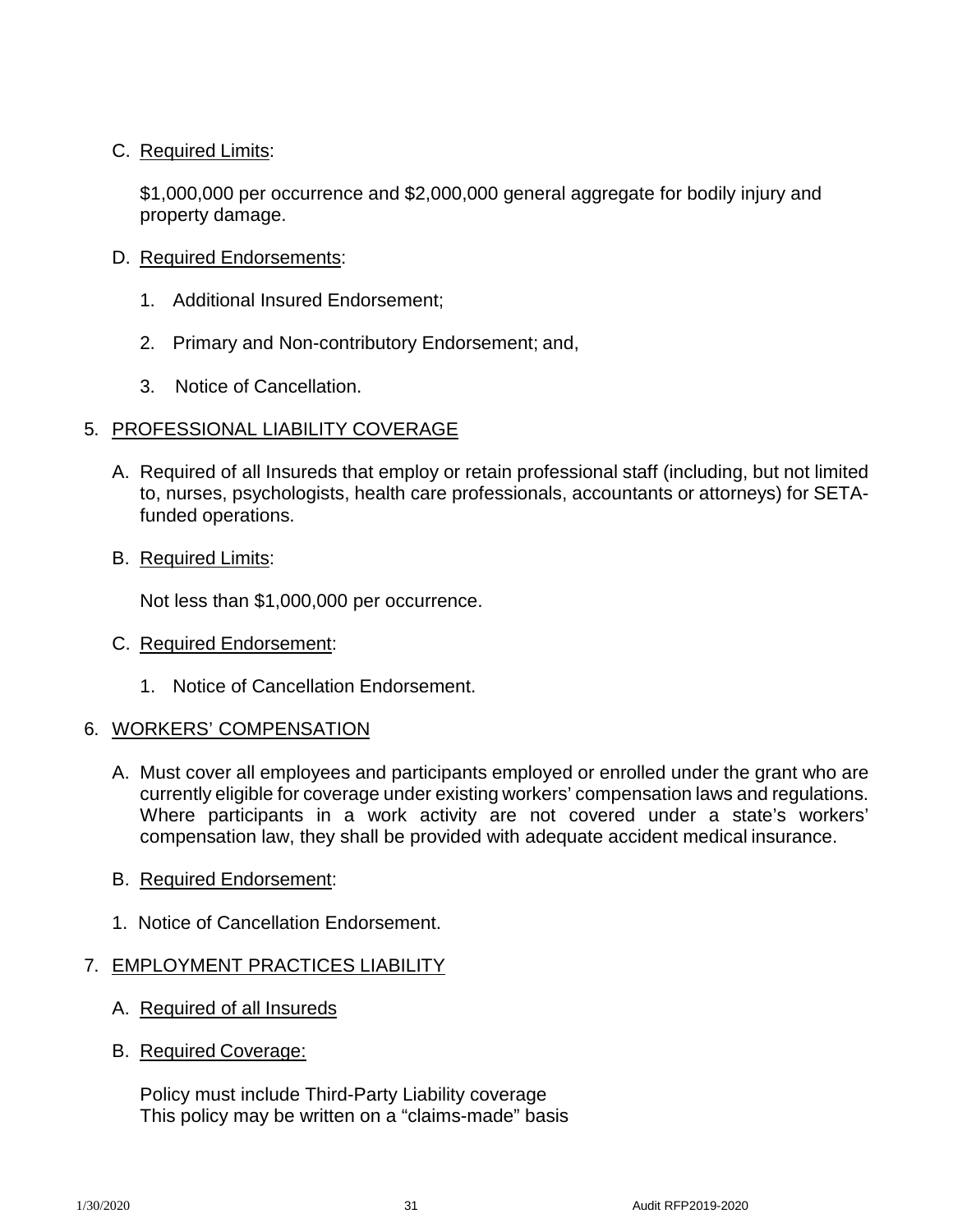C. <u>Required Limits</u>:

   $1,000,000 per occurrence and $2,000,000 general aggregate for bodily injury and property damage.

D. <u>Required Endorsements</u>:

   1. Additional Insured Endorsement;

   2. Primary and Non-contributory Endorsement; and,

   3. Notice of Cancellation.

5. <u>PROFESSIONAL LIABILITY COVERAGE</u>

   A. Required of all Insureds that employ or retain professional staff (including, but not limited to, nurses, psychologists, health care professionals, accountants or attorneys) for SETA-funded operations.

   B. <u>Required Limits</u>:

      Not less than $1,000,000 per occurrence.

   C. <u>Required Endorsement</u>:

      1. Notice of Cancellation Endorsement.

6. <u>WORKERS' COMPENSATION</u>

   A. Must cover all employees and participants employed or enrolled under the grant who are currently eligible for coverage under existing workers' compensation laws and regulations. Where participants in a work activity are not covered under a state's workers' compensation law, they shall be provided with adequate accident medical insurance.

   B. <u>Required Endorsement</u>:

   1. Notice of Cancellation Endorsement.

7. <u>EMPLOYMENT PRACTICES LIABILITY</u>

   A. <u>Required of all Insureds</u>

   B. <u>Required Coverage:</u>

      Policy must include Third-Party Liability coverage
      This policy may be written on a "claims-made" basis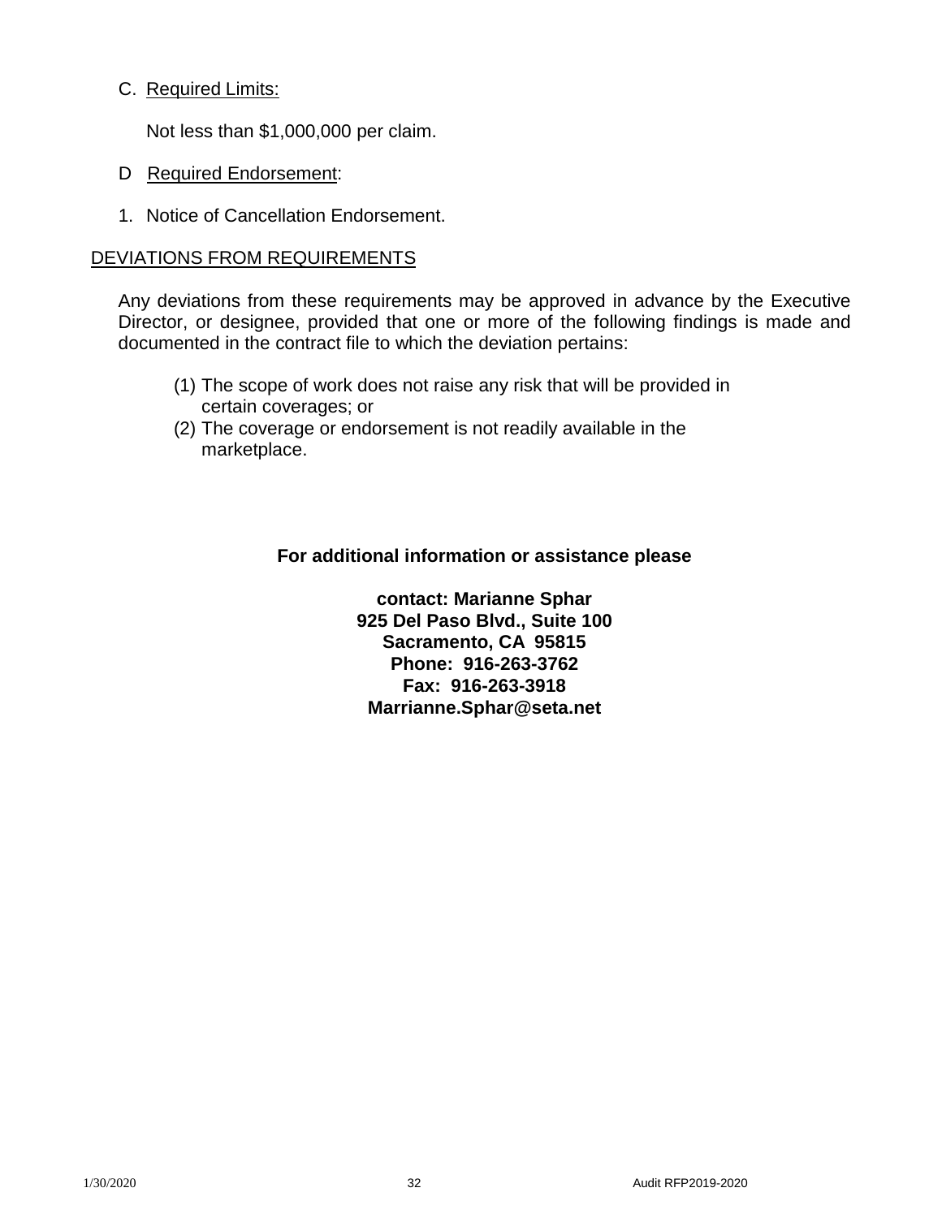C. Required Limits:

Not less than $1,000,000 per claim.

D Required Endorsement:

1. Notice of Cancellation Endorsement.

DEVIATIONS FROM REQUIREMENTS

Any deviations from these requirements may be approved in advance by the Executive Director, or designee, provided that one or more of the following findings is made and documented in the contract file to which the deviation pertains:

(1) The scope of work does not raise any risk that will be provided in certain coverages; or
(2) The coverage or endorsement is not readily available in the marketplace.

**For additional information or assistance please**

**contact: Marianne Sphar**
**925 Del Paso Blvd., Suite 100**
**Sacramento, CA 95815**
**Phone: 916-263-3762**
**Fax: 916-263-3918**
**Marrianne.Sphar@seta.net**